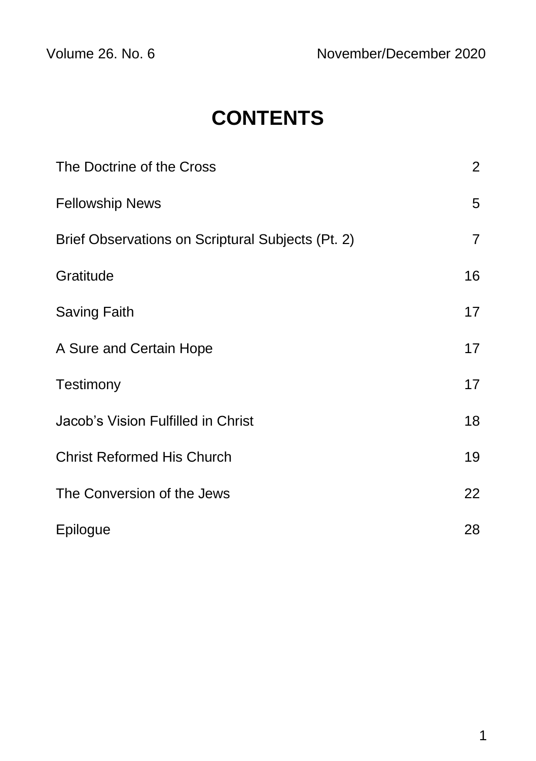Volume 26. No. 6 November/December 2020

# CONTENTS

| | |
|---|---|
| The Doctrine of the Cross | 2 |
| Fellowship News | 5 |
| Brief Observations on Scriptural Subjects (Pt. 2) | 7 |
| Gratitude | 16 |
| Saving Faith | 17 |
| A Sure and Certain Hope | 17 |
| Testimony | 17 |
| Jacob’s Vision Fulfilled in Christ | 18 |
| Christ Reformed His Church | 19 |
| The Conversion of the Jews | 22 |
| Epilogue | 28 |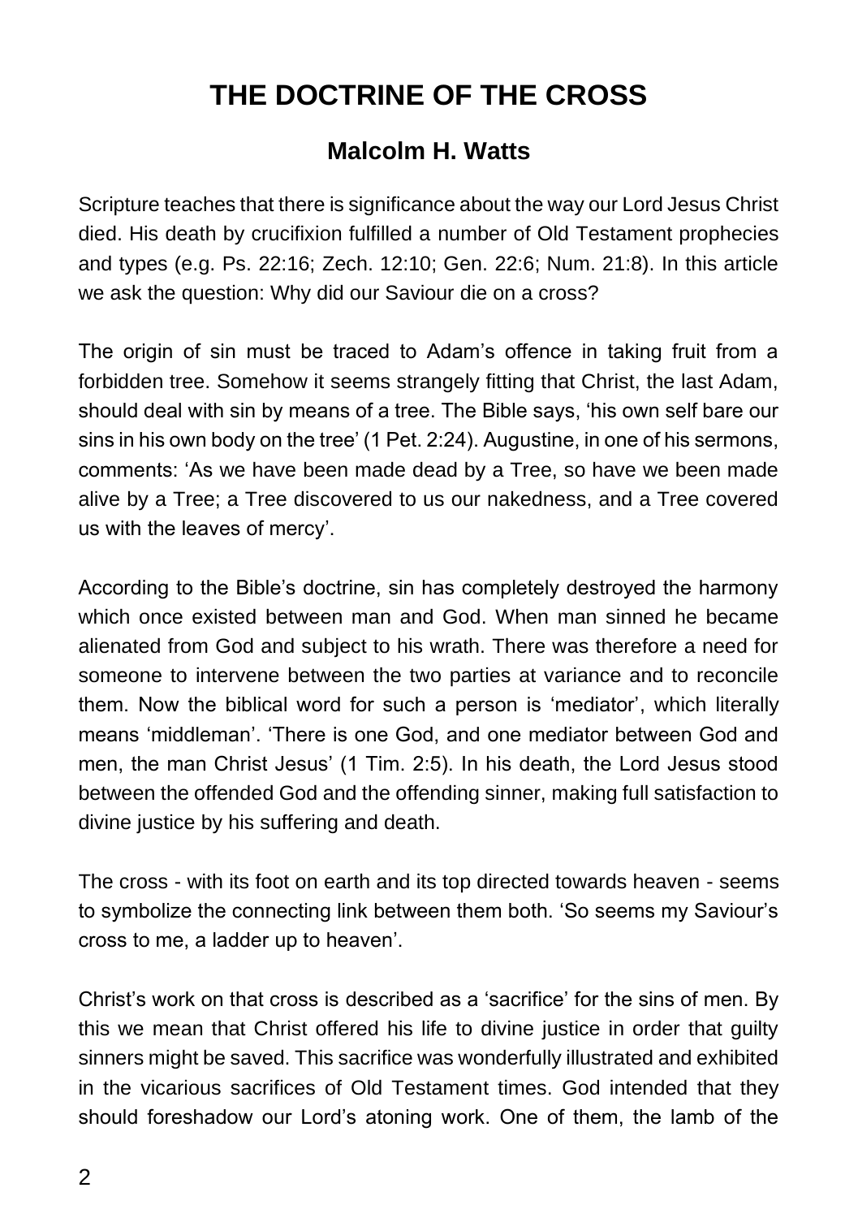# THE DOCTRINE OF THE CROSS

## Malcolm H. Watts

Scripture teaches that there is significance about the way our Lord Jesus Christ died. His death by crucifixion fulfilled a number of Old Testament prophecies and types (e.g. Ps. 22:16; Zech. 12:10; Gen. 22:6; Num. 21:8). In this article we ask the question: Why did our Saviour die on a cross?

The origin of sin must be traced to Adam's offence in taking fruit from a forbidden tree. Somehow it seems strangely fitting that Christ, the last Adam, should deal with sin by means of a tree. The Bible says, 'his own self bare our sins in his own body on the tree' (1 Pet. 2:24). Augustine, in one of his sermons, comments: 'As we have been made dead by a Tree, so have we been made alive by a Tree; a Tree discovered to us our nakedness, and a Tree covered us with the leaves of mercy'.

According to the Bible's doctrine, sin has completely destroyed the harmony which once existed between man and God. When man sinned he became alienated from God and subject to his wrath. There was therefore a need for someone to intervene between the two parties at variance and to reconcile them. Now the biblical word for such a person is 'mediator', which literally means 'middleman'. 'There is one God, and one mediator between God and men, the man Christ Jesus' (1 Tim. 2:5). In his death, the Lord Jesus stood between the offended God and the offending sinner, making full satisfaction to divine justice by his suffering and death.

The cross - with its foot on earth and its top directed towards heaven - seems to symbolize the connecting link between them both. 'So seems my Saviour's cross to me, a ladder up to heaven'.

Christ's work on that cross is described as a 'sacrifice' for the sins of men. By this we mean that Christ offered his life to divine justice in order that guilty sinners might be saved. This sacrifice was wonderfully illustrated and exhibited in the vicarious sacrifices of Old Testament times. God intended that they should foreshadow our Lord's atoning work. One of them, the lamb of the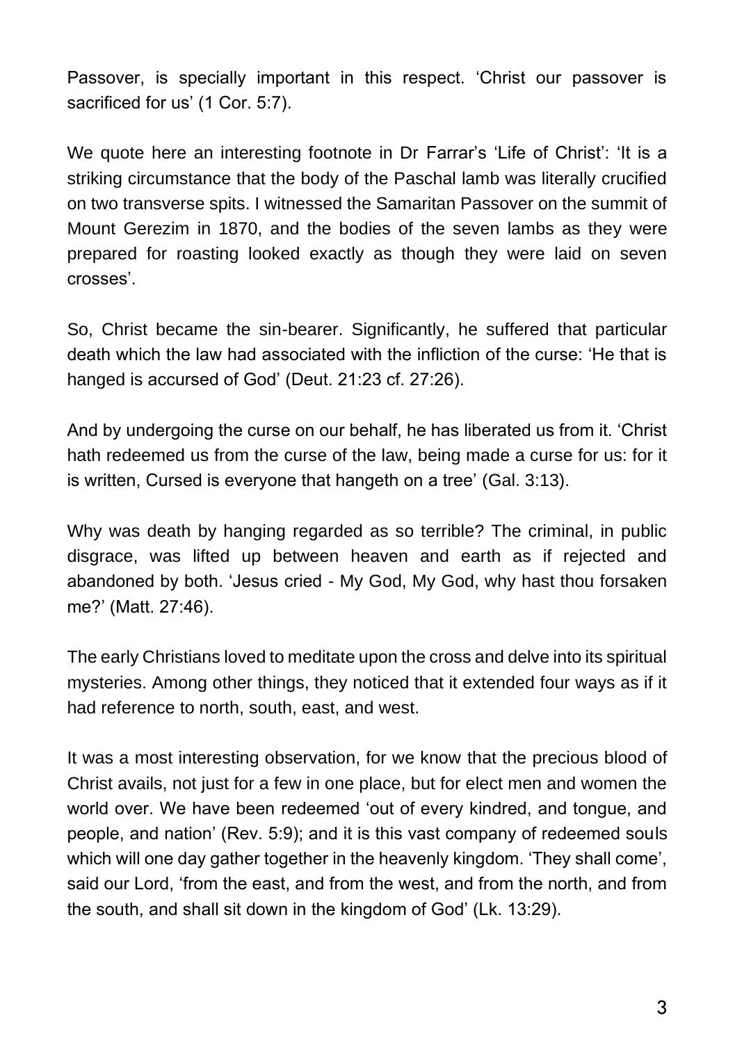Passover, is specially important in this respect. ‘Christ our passover is sacrificed for us’ (1 Cor. 5:7).

We quote here an interesting footnote in Dr Farrar’s ‘Life of Christ’: ‘It is a striking circumstance that the body of the Paschal lamb was literally crucified on two transverse spits. I witnessed the Samaritan Passover on the summit of Mount Gerezim in 1870, and the bodies of the seven lambs as they were prepared for roasting looked exactly as though they were laid on seven crosses’.

So, Christ became the sin-bearer. Significantly, he suffered that particular death which the law had associated with the infliction of the curse: ‘He that is hanged is accursed of God’ (Deut. 21:23 cf. 27:26).

And by undergoing the curse on our behalf, he has liberated us from it. ‘Christ hath redeemed us from the curse of the law, being made a curse for us: for it is written, Cursed is everyone that hangeth on a tree’ (Gal. 3:13).

Why was death by hanging regarded as so terrible? The criminal, in public disgrace, was lifted up between heaven and earth as if rejected and abandoned by both. ‘Jesus cried - My God, My God, why hast thou forsaken me?’ (Matt. 27:46).

The early Christians loved to meditate upon the cross and delve into its spiritual mysteries. Among other things, they noticed that it extended four ways as if it had reference to north, south, east, and west.

It was a most interesting observation, for we know that the precious blood of Christ avails, not just for a few in one place, but for elect men and women the world over. We have been redeemed ‘out of every kindred, and tongue, and people, and nation’ (Rev. 5:9); and it is this vast company of redeemed souls which will one day gather together in the heavenly kingdom. ‘They shall come’, said our Lord, ‘from the east, and from the west, and from the north, and from the south, and shall sit down in the kingdom of God’ (Lk. 13:29).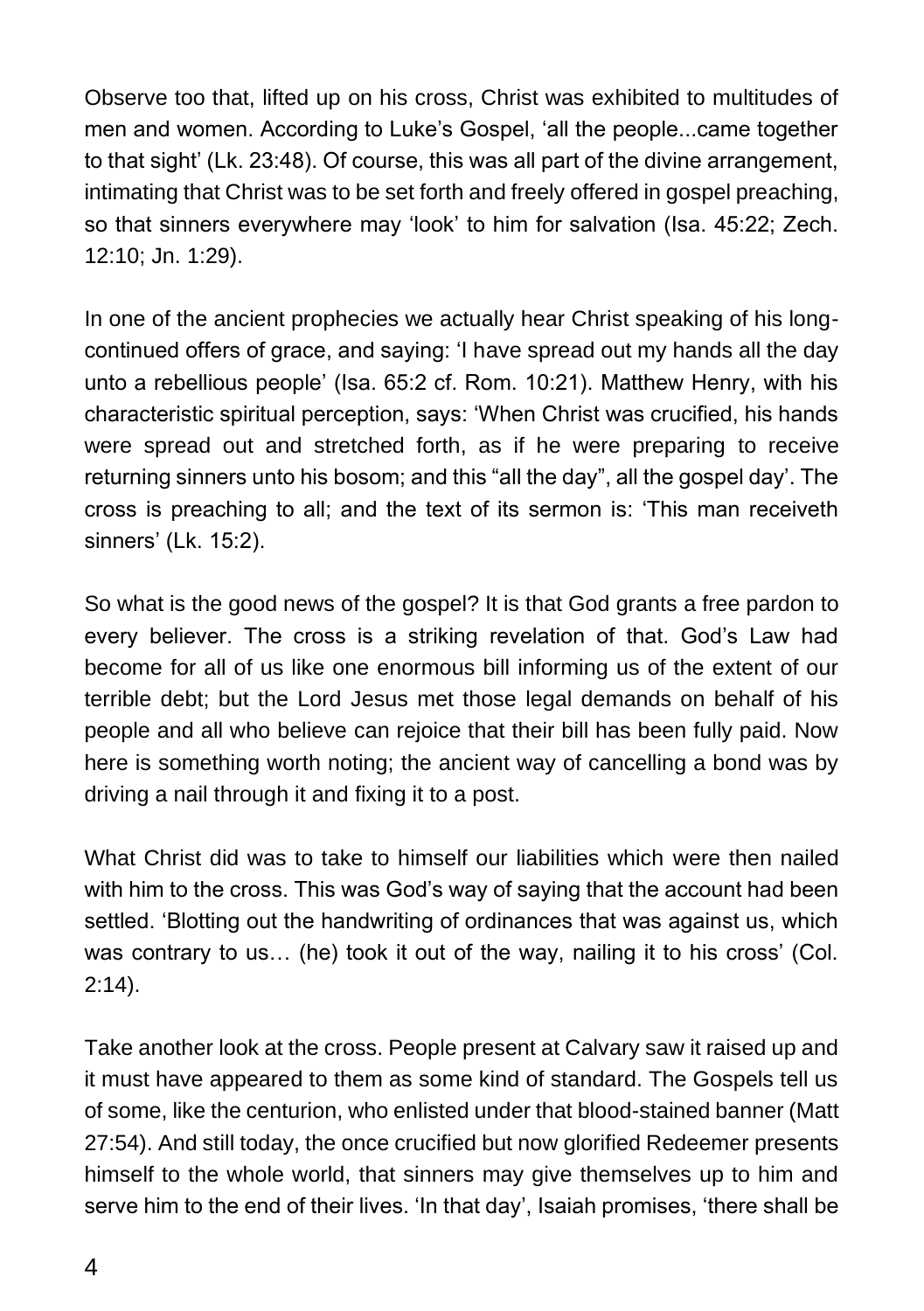Observe too that, lifted up on his cross, Christ was exhibited to multitudes of men and women. According to Luke's Gospel, 'all the people...came together to that sight' (Lk. 23:48). Of course, this was all part of the divine arrangement, intimating that Christ was to be set forth and freely offered in gospel preaching, so that sinners everywhere may 'look' to him for salvation (Isa. 45:22; Zech. 12:10; Jn. 1:29).

In one of the ancient prophecies we actually hear Christ speaking of his long-continued offers of grace, and saying: 'I have spread out my hands all the day unto a rebellious people' (Isa. 65:2 cf. Rom. 10:21). Matthew Henry, with his characteristic spiritual perception, says: 'When Christ was crucified, his hands were spread out and stretched forth, as if he were preparing to receive returning sinners unto his bosom; and this "all the day", all the gospel day'. The cross is preaching to all; and the text of its sermon is: 'This man receiveth sinners' (Lk. 15:2).

So what is the good news of the gospel? It is that God grants a free pardon to every believer. The cross is a striking revelation of that. God's Law had become for all of us like one enormous bill informing us of the extent of our terrible debt; but the Lord Jesus met those legal demands on behalf of his people and all who believe can rejoice that their bill has been fully paid. Now here is something worth noting; the ancient way of cancelling a bond was by driving a nail through it and fixing it to a post.

What Christ did was to take to himself our liabilities which were then nailed with him to the cross. This was God's way of saying that the account had been settled. 'Blotting out the handwriting of ordinances that was against us, which was contrary to us… (he) took it out of the way, nailing it to his cross' (Col. 2:14).

Take another look at the cross. People present at Calvary saw it raised up and it must have appeared to them as some kind of standard. The Gospels tell us of some, like the centurion, who enlisted under that blood-stained banner (Matt 27:54). And still today, the once crucified but now glorified Redeemer presents himself to the whole world, that sinners may give themselves up to him and serve him to the end of their lives. 'In that day', Isaiah promises, 'there shall be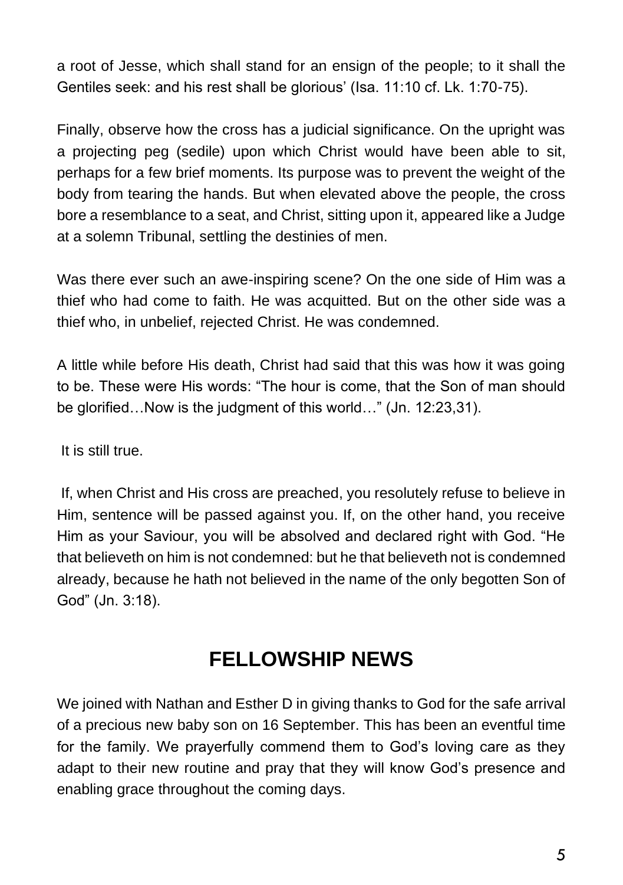a root of Jesse, which shall stand for an ensign of the people; to it shall the Gentiles seek: and his rest shall be glorious' (Isa. 11:10 cf. Lk. 1:70-75).

Finally, observe how the cross has a judicial significance. On the upright was a projecting peg (sedile) upon which Christ would have been able to sit, perhaps for a few brief moments. Its purpose was to prevent the weight of the body from tearing the hands. But when elevated above the people, the cross bore a resemblance to a seat, and Christ, sitting upon it, appeared like a Judge at a solemn Tribunal, settling the destinies of men.

Was there ever such an awe-inspiring scene? On the one side of Him was a thief who had come to faith. He was acquitted. But on the other side was a thief who, in unbelief, rejected Christ. He was condemned.

A little while before His death, Christ had said that this was how it was going to be. These were His words: "The hour is come, that the Son of man should be glorified…Now is the judgment of this world…" (Jn. 12:23,31).

It is still true.

If, when Christ and His cross are preached, you resolutely refuse to believe in Him, sentence will be passed against you. If, on the other hand, you receive Him as your Saviour, you will be absolved and declared right with God. "He that believeth on him is not condemned: but he that believeth not is condemned already, because he hath not believed in the name of the only begotten Son of God" (Jn. 3:18).

## FELLOWSHIP NEWS

We joined with Nathan and Esther D in giving thanks to God for the safe arrival of a precious new baby son on 16 September. This has been an eventful time for the family. We prayerfully commend them to God's loving care as they adapt to their new routine and pray that they will know God's presence and enabling grace throughout the coming days.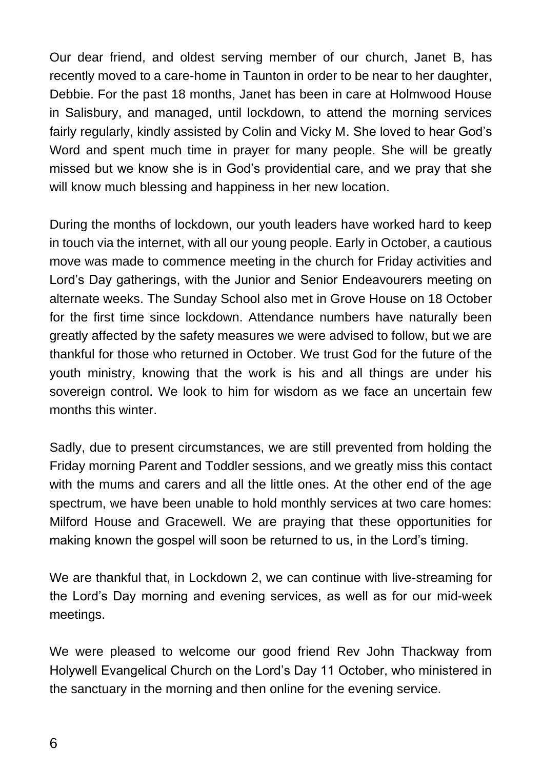Our dear friend, and oldest serving member of our church, Janet B, has recently moved to a care-home in Taunton in order to be near to her daughter, Debbie. For the past 18 months, Janet has been in care at Holmwood House in Salisbury, and managed, until lockdown, to attend the morning services fairly regularly, kindly assisted by Colin and Vicky M. She loved to hear God's Word and spent much time in prayer for many people. She will be greatly missed but we know she is in God's providential care, and we pray that she will know much blessing and happiness in her new location.

During the months of lockdown, our youth leaders have worked hard to keep in touch via the internet, with all our young people. Early in October, a cautious move was made to commence meeting in the church for Friday activities and Lord's Day gatherings, with the Junior and Senior Endeavourers meeting on alternate weeks. The Sunday School also met in Grove House on 18 October for the first time since lockdown. Attendance numbers have naturally been greatly affected by the safety measures we were advised to follow, but we are thankful for those who returned in October. We trust God for the future of the youth ministry, knowing that the work is his and all things are under his sovereign control. We look to him for wisdom as we face an uncertain few months this winter.

Sadly, due to present circumstances, we are still prevented from holding the Friday morning Parent and Toddler sessions, and we greatly miss this contact with the mums and carers and all the little ones. At the other end of the age spectrum, we have been unable to hold monthly services at two care homes: Milford House and Gracewell. We are praying that these opportunities for making known the gospel will soon be returned to us, in the Lord's timing.

We are thankful that, in Lockdown 2, we can continue with live-streaming for the Lord's Day morning and evening services, as well as for our mid-week meetings.

We were pleased to welcome our good friend Rev John Thackway from Holywell Evangelical Church on the Lord's Day 11 October, who ministered in the sanctuary in the morning and then online for the evening service.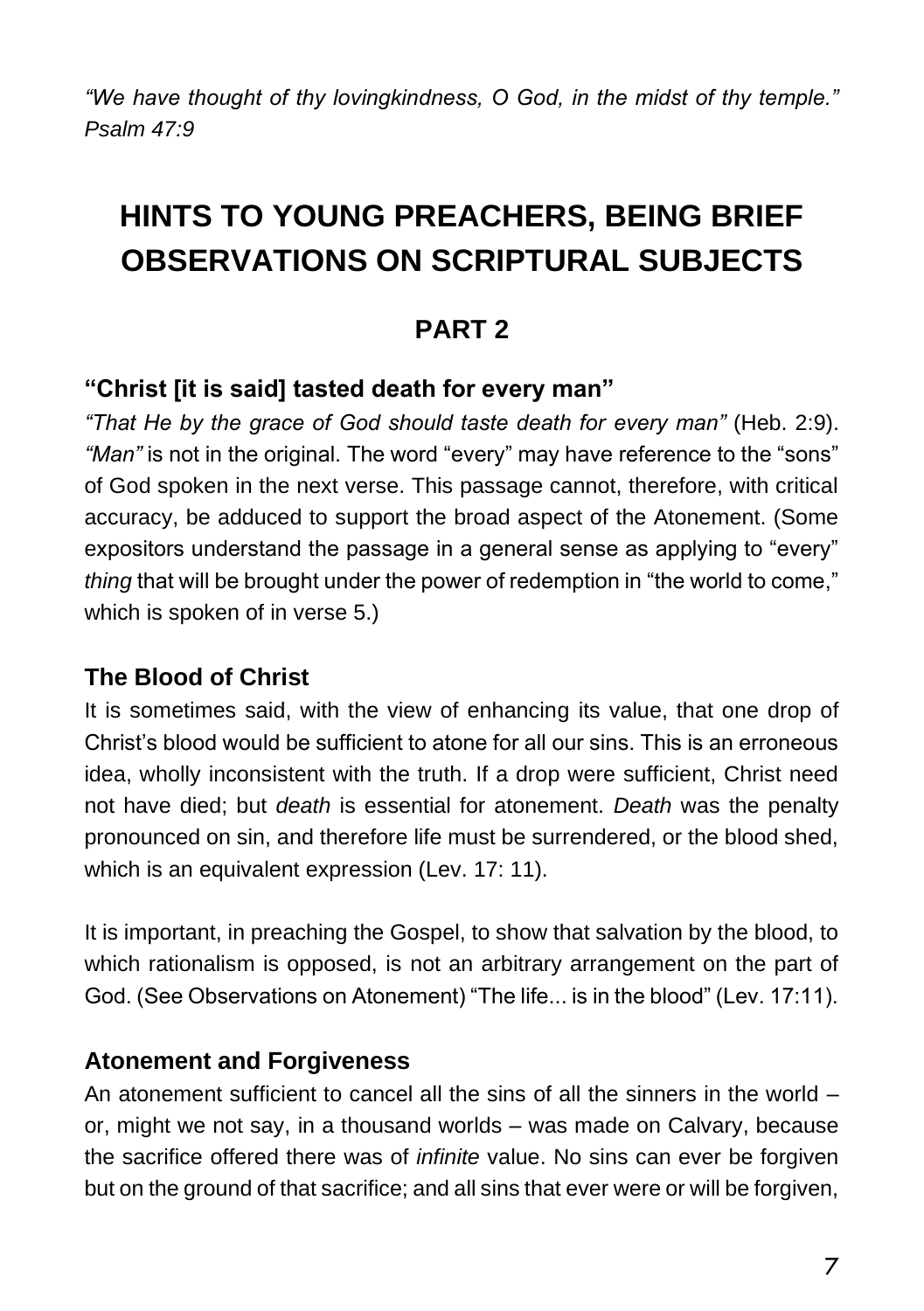*"We have thought of thy lovingkindness, O God, in the midst of thy temple." Psalm 47:9*

# HINTS TO YOUNG PREACHERS, BEING BRIEF OBSERVATIONS ON SCRIPTURAL SUBJECTS

## PART 2

### "Christ [it is said] tasted death for every man"

*"That He by the grace of God should taste death for every man"* (Heb. 2:9). *"Man"* is not in the original. The word "every" may have reference to the "sons" of God spoken in the next verse. This passage cannot, therefore, with critical accuracy, be adduced to support the broad aspect of the Atonement. (Some expositors understand the passage in a general sense as applying to "every" *thing* that will be brought under the power of redemption in "the world to come," which is spoken of in verse 5.)

### The Blood of Christ

It is sometimes said, with the view of enhancing its value, that one drop of Christ's blood would be sufficient to atone for all our sins. This is an erroneous idea, wholly inconsistent with the truth. If a drop were sufficient, Christ need not have died; but *death* is essential for atonement. *Death* was the penalty pronounced on sin, and therefore life must be surrendered, or the blood shed, which is an equivalent expression (Lev. 17: 11).

It is important, in preaching the Gospel, to show that salvation by the blood, to which rationalism is opposed, is not an arbitrary arrangement on the part of God. (See Observations on Atonement) "The life... is in the blood" (Lev. 17:11).

### Atonement and Forgiveness

An atonement sufficient to cancel all the sins of all the sinners in the world – or, might we not say, in a thousand worlds – was made on Calvary, because the sacrifice offered there was of *infinite* value. No sins can ever be forgiven but on the ground of that sacrifice; and all sins that ever were or will be forgiven,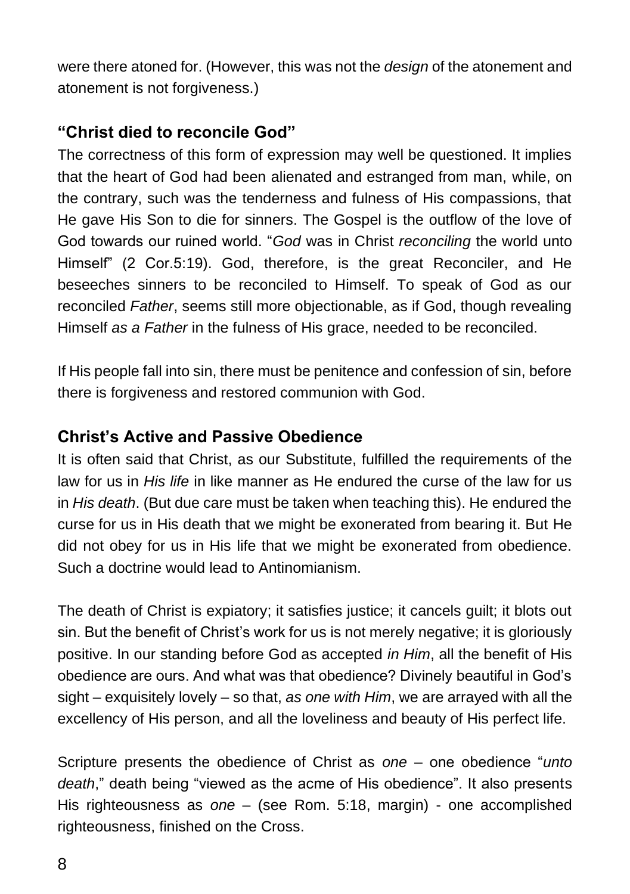were there atoned for. (However, this was not the *design* of the atonement and atonement is not forgiveness.)

### **"Christ died to reconcile God"**

The correctness of this form of expression may well be questioned. It implies that the heart of God had been alienated and estranged from man, while, on the contrary, such was the tenderness and fulness of His compassions, that He gave His Son to die for sinners. The Gospel is the outflow of the love of God towards our ruined world. "*God* was in Christ *reconciling* the world unto Himself" (2 Cor.5:19). God, therefore, is the great Reconciler, and He beseeches sinners to be reconciled to Himself. To speak of God as our reconciled *Father*, seems still more objectionable, as if God, though revealing Himself *as a Father* in the fulness of His grace, needed to be reconciled.

If His people fall into sin, there must be penitence and confession of sin, before there is forgiveness and restored communion with God.

### **Christ's Active and Passive Obedience**

It is often said that Christ, as our Substitute, fulfilled the requirements of the law for us in *His life* in like manner as He endured the curse of the law for us in *His death*. (But due care must be taken when teaching this). He endured the curse for us in His death that we might be exonerated from bearing it. But He did not obey for us in His life that we might be exonerated from obedience. Such a doctrine would lead to Antinomianism.

The death of Christ is expiatory; it satisfies justice; it cancels guilt; it blots out sin. But the benefit of Christ's work for us is not merely negative; it is gloriously positive. In our standing before God as accepted *in Him*, all the benefit of His obedience are ours. And what was that obedience? Divinely beautiful in God's sight – exquisitely lovely – so that, *as one with Him*, we are arrayed with all the excellency of His person, and all the loveliness and beauty of His perfect life.

Scripture presents the obedience of Christ as *one* – one obedience "*unto death*," death being "viewed as the acme of His obedience". It also presents His righteousness as *one* – (see Rom. 5:18, margin) - one accomplished righteousness, finished on the Cross.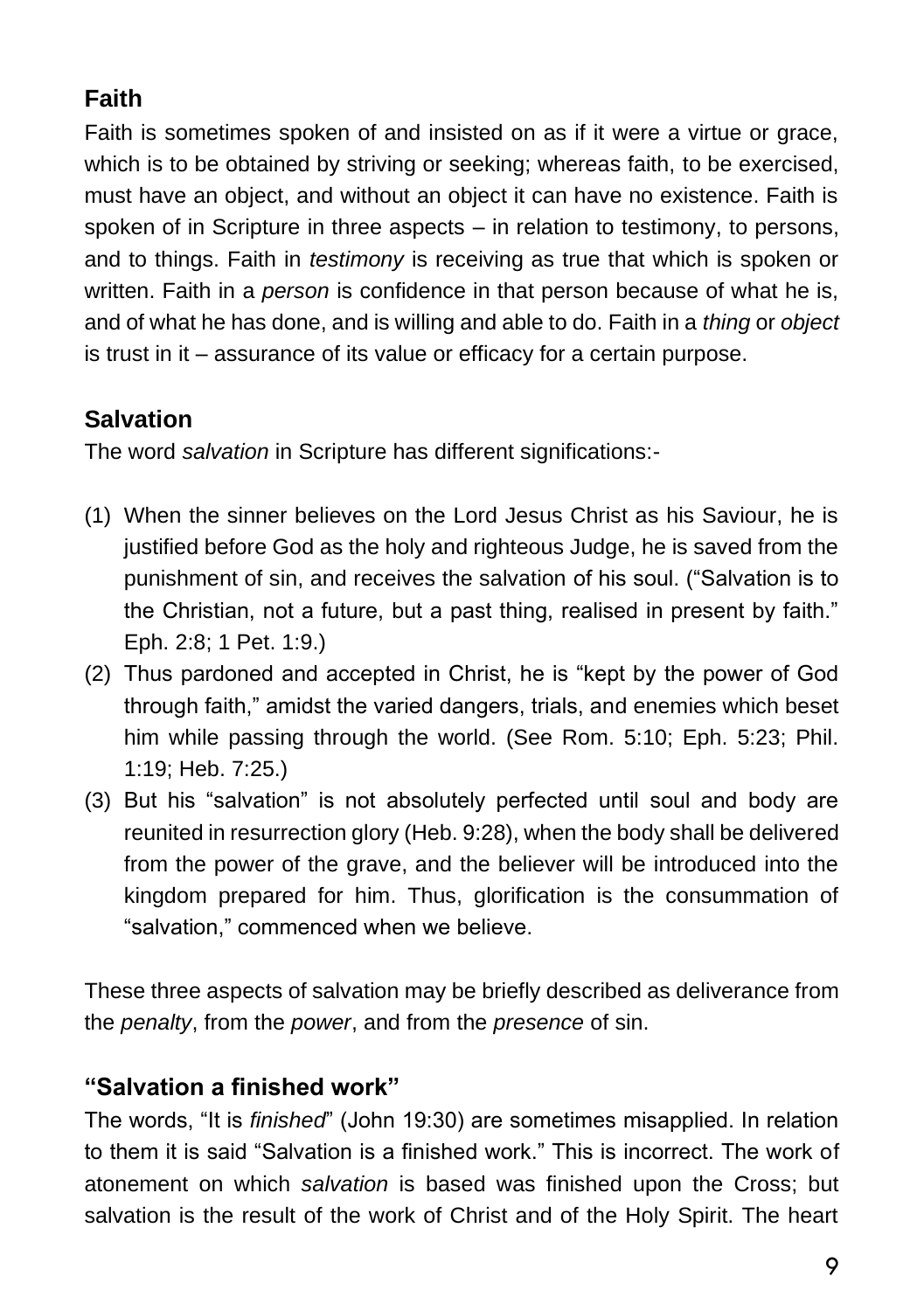## Faith

Faith is sometimes spoken of and insisted on as if it were a virtue or grace, which is to be obtained by striving or seeking; whereas faith, to be exercised, must have an object, and without an object it can have no existence. Faith is spoken of in Scripture in three aspects – in relation to testimony, to persons, and to things. Faith in *testimony* is receiving as true that which is spoken or written. Faith in a *person* is confidence in that person because of what he is, and of what he has done, and is willing and able to do. Faith in a *thing* or *object* is trust in it – assurance of its value or efficacy for a certain purpose.

## Salvation

The word *salvation* in Scripture has different significations:-

(1) When the sinner believes on the Lord Jesus Christ as his Saviour, he is justified before God as the holy and righteous Judge, he is saved from the punishment of sin, and receives the salvation of his soul. ("Salvation is to the Christian, not a future, but a past thing, realised in present by faith." Eph. 2:8; 1 Pet. 1:9.)
(2) Thus pardoned and accepted in Christ, he is "kept by the power of God through faith," amidst the varied dangers, trials, and enemies which beset him while passing through the world. (See Rom. 5:10; Eph. 5:23; Phil. 1:19; Heb. 7:25.)
(3) But his "salvation" is not absolutely perfected until soul and body are reunited in resurrection glory (Heb. 9:28), when the body shall be delivered from the power of the grave, and the believer will be introduced into the kingdom prepared for him. Thus, glorification is the consummation of "salvation," commenced when we believe.

These three aspects of salvation may be briefly described as deliverance from the *penalty*, from the *power*, and from the *presence* of sin.

## "Salvation a finished work"

The words, "It is *finished*" (John 19:30) are sometimes misapplied. In relation to them it is said "Salvation is a finished work." This is incorrect. The work of atonement on which *salvation* is based was finished upon the Cross; but salvation is the result of the work of Christ and of the Holy Spirit. The heart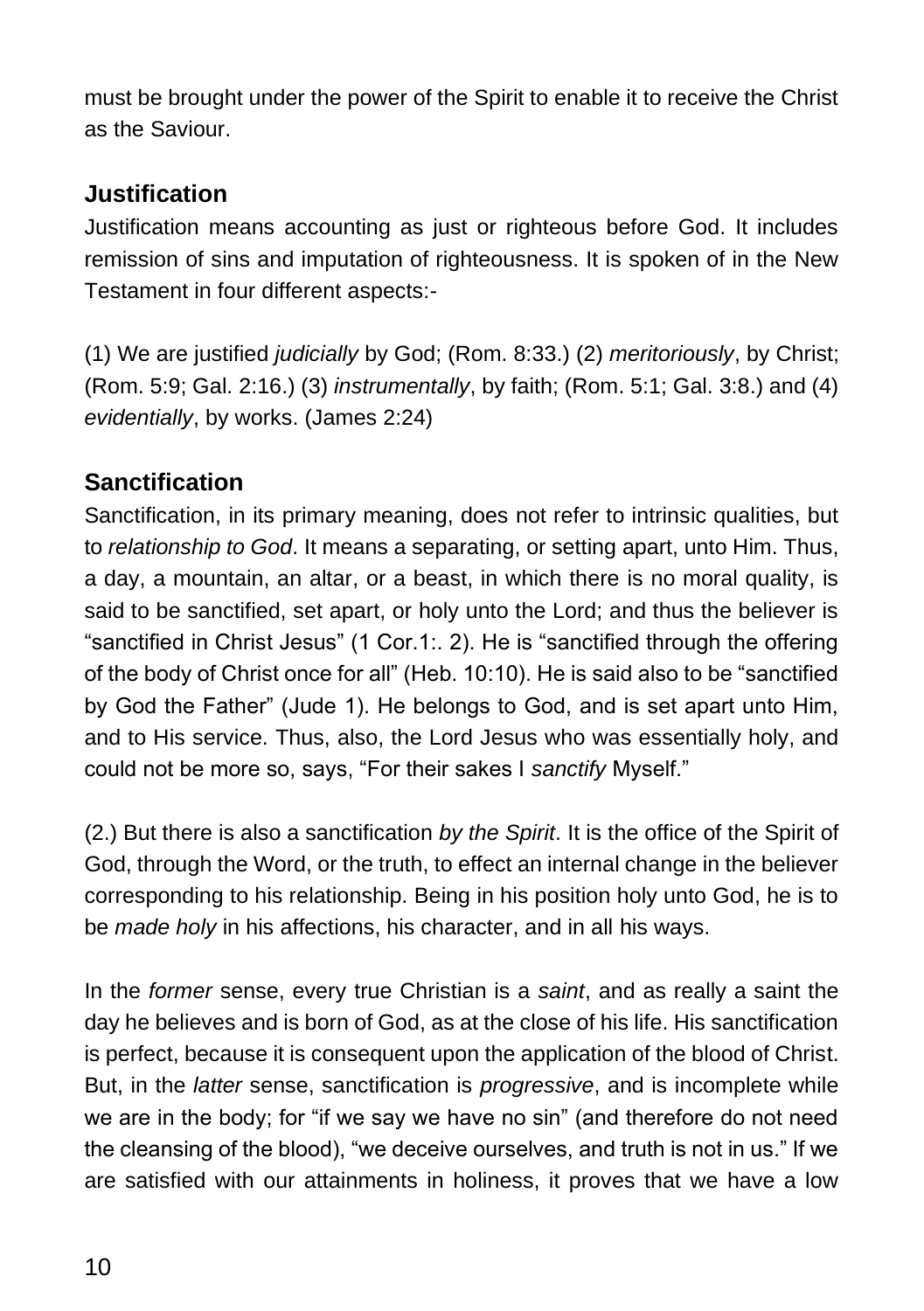must be brought under the power of the Spirit to enable it to receive the Christ as the Saviour.

### Justification

Justification means accounting as just or righteous before God. It includes remission of sins and imputation of righteousness. It is spoken of in the New Testament in four different aspects:-

(1) We are justified *judicially* by God; (Rom. 8:33.) (2) *meritoriously*, by Christ; (Rom. 5:9; Gal. 2:16.) (3) *instrumentally*, by faith; (Rom. 5:1; Gal. 3:8.) and (4) *evidentially*, by works. (James 2:24)

### Sanctification

Sanctification, in its primary meaning, does not refer to intrinsic qualities, but to *relationship to God*. It means a separating, or setting apart, unto Him. Thus, a day, a mountain, an altar, or a beast, in which there is no moral quality, is said to be sanctified, set apart, or holy unto the Lord; and thus the believer is "sanctified in Christ Jesus" (1 Cor.1:. 2). He is "sanctified through the offering of the body of Christ once for all" (Heb. 10:10). He is said also to be "sanctified by God the Father" (Jude 1). He belongs to God, and is set apart unto Him, and to His service. Thus, also, the Lord Jesus who was essentially holy, and could not be more so, says, "For their sakes I *sanctify* Myself."

(2.) But there is also a sanctification *by the Spirit*. It is the office of the Spirit of God, through the Word, or the truth, to effect an internal change in the believer corresponding to his relationship. Being in his position holy unto God, he is to be *made holy* in his affections, his character, and in all his ways.

In the *former* sense, every true Christian is a *saint*, and as really a saint the day he believes and is born of God, as at the close of his life. His sanctification is perfect, because it is consequent upon the application of the blood of Christ. But, in the *latter* sense, sanctification is *progressive*, and is incomplete while we are in the body; for "if we say we have no sin" (and therefore do not need the cleansing of the blood), "we deceive ourselves, and truth is not in us." If we are satisfied with our attainments in holiness, it proves that we have a low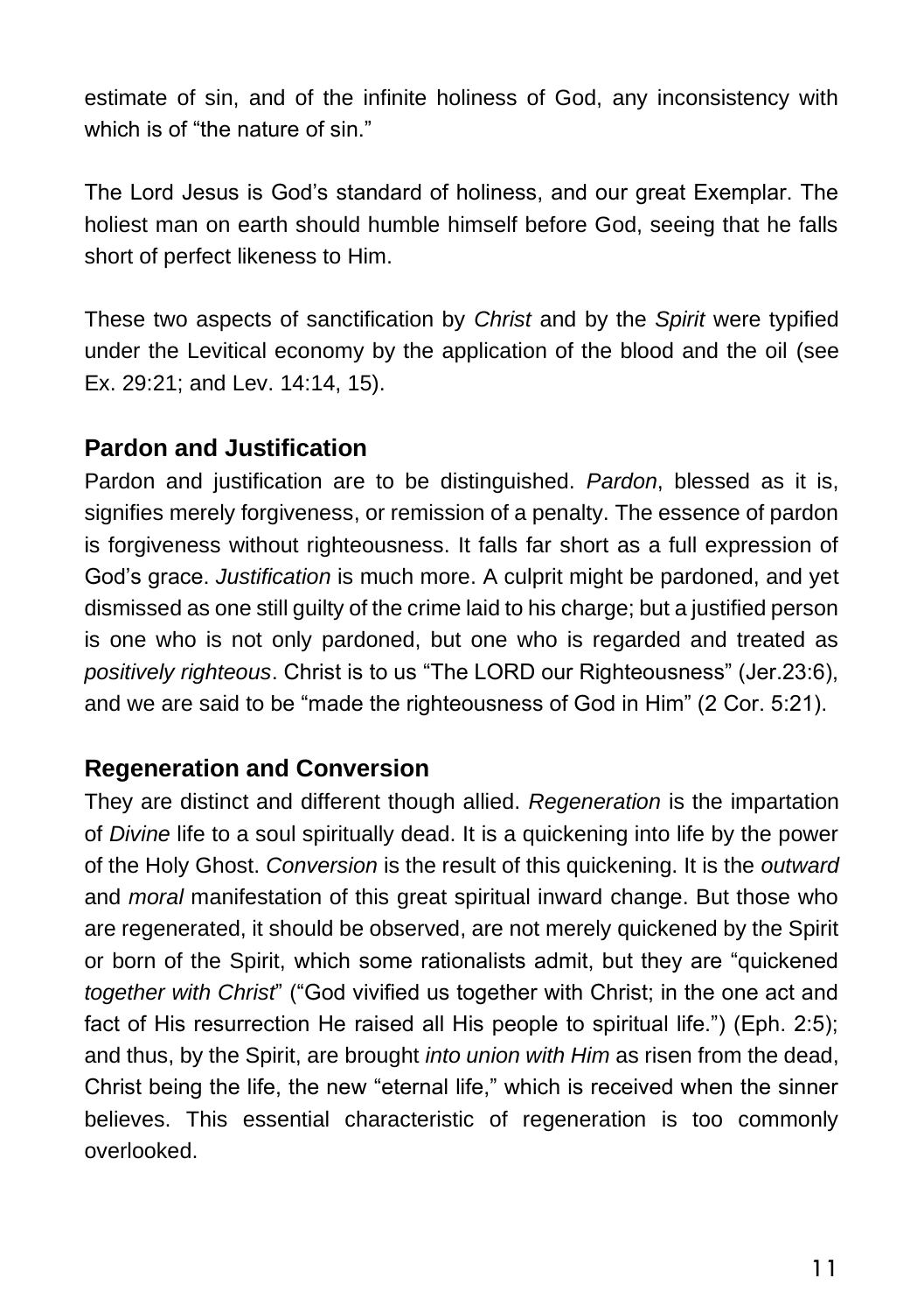estimate of sin, and of the infinite holiness of God, any inconsistency with which is of "the nature of sin."

The Lord Jesus is God's standard of holiness, and our great Exemplar. The holiest man on earth should humble himself before God, seeing that he falls short of perfect likeness to Him.

These two aspects of sanctification by *Christ* and by the *Spirit* were typified under the Levitical economy by the application of the blood and the oil (see Ex. 29:21; and Lev. 14:14, 15).

### Pardon and Justification

Pardon and justification are to be distinguished. *Pardon*, blessed as it is, signifies merely forgiveness, or remission of a penalty. The essence of pardon is forgiveness without righteousness. It falls far short as a full expression of God's grace. *Justification* is much more. A culprit might be pardoned, and yet dismissed as one still guilty of the crime laid to his charge; but a justified person is one who is not only pardoned, but one who is regarded and treated as *positively righteous*. Christ is to us "The LORD our Righteousness" (Jer.23:6), and we are said to be "made the righteousness of God in Him" (2 Cor. 5:21).

### Regeneration and Conversion

They are distinct and different though allied. *Regeneration* is the impartation of *Divine* life to a soul spiritually dead. It is a quickening into life by the power of the Holy Ghost. *Conversion* is the result of this quickening. It is the *outward* and *moral* manifestation of this great spiritual inward change. But those who are regenerated, it should be observed, are not merely quickened by the Spirit or born of the Spirit, which some rationalists admit, but they are "quickened *together with Christ*" ("God vivified us together with Christ; in the one act and fact of His resurrection He raised all His people to spiritual life.") (Eph. 2:5); and thus, by the Spirit, are brought *into union with Him* as risen from the dead, Christ being the life, the new "eternal life," which is received when the sinner believes. This essential characteristic of regeneration is too commonly overlooked.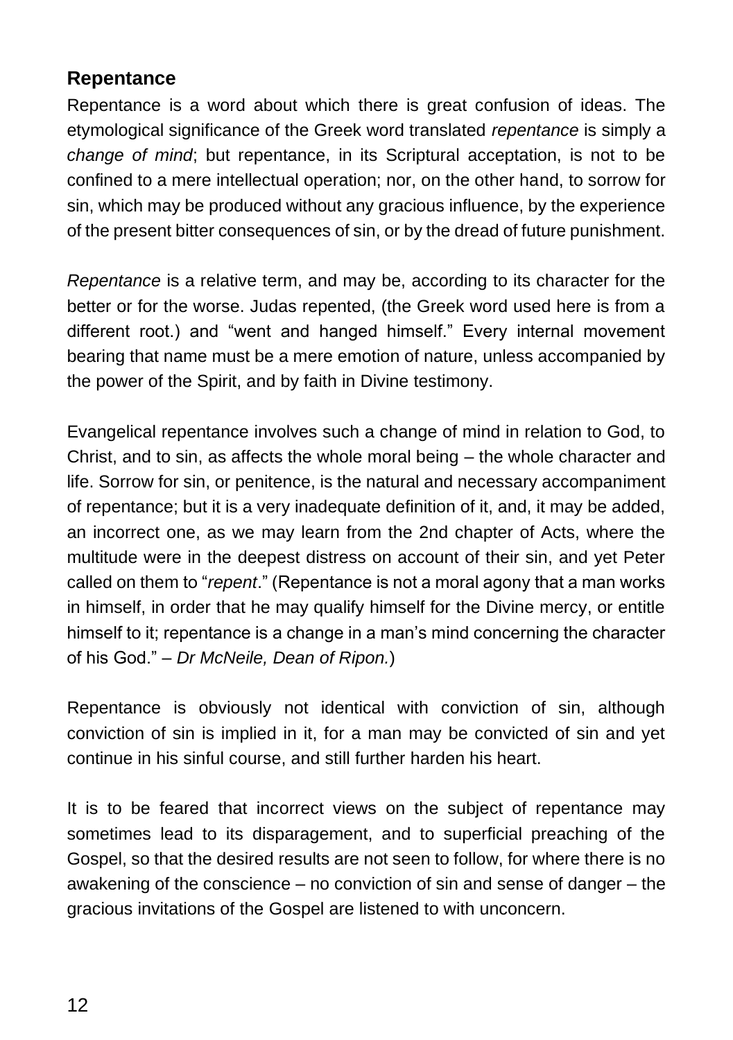## Repentance

Repentance is a word about which there is great confusion of ideas. The etymological significance of the Greek word translated *repentance* is simply a *change of mind*; but repentance, in its Scriptural acceptation, is not to be confined to a mere intellectual operation; nor, on the other hand, to sorrow for sin, which may be produced without any gracious influence, by the experience of the present bitter consequences of sin, or by the dread of future punishment.

*Repentance* is a relative term, and may be, according to its character for the better or for the worse. Judas repented, (the Greek word used here is from a different root.) and "went and hanged himself." Every internal movement bearing that name must be a mere emotion of nature, unless accompanied by the power of the Spirit, and by faith in Divine testimony.

Evangelical repentance involves such a change of mind in relation to God, to Christ, and to sin, as affects the whole moral being – the whole character and life. Sorrow for sin, or penitence, is the natural and necessary accompaniment of repentance; but it is a very inadequate definition of it, and, it may be added, an incorrect one, as we may learn from the 2nd chapter of Acts, where the multitude were in the deepest distress on account of their sin, and yet Peter called on them to "*repent*." (Repentance is not a moral agony that a man works in himself, in order that he may qualify himself for the Divine mercy, or entitle himself to it; repentance is a change in a man's mind concerning the character of his God." – *Dr McNeile, Dean of Ripon.*)

Repentance is obviously not identical with conviction of sin, although conviction of sin is implied in it, for a man may be convicted of sin and yet continue in his sinful course, and still further harden his heart.

It is to be feared that incorrect views on the subject of repentance may sometimes lead to its disparagement, and to superficial preaching of the Gospel, so that the desired results are not seen to follow, for where there is no awakening of the conscience – no conviction of sin and sense of danger – the gracious invitations of the Gospel are listened to with unconcern.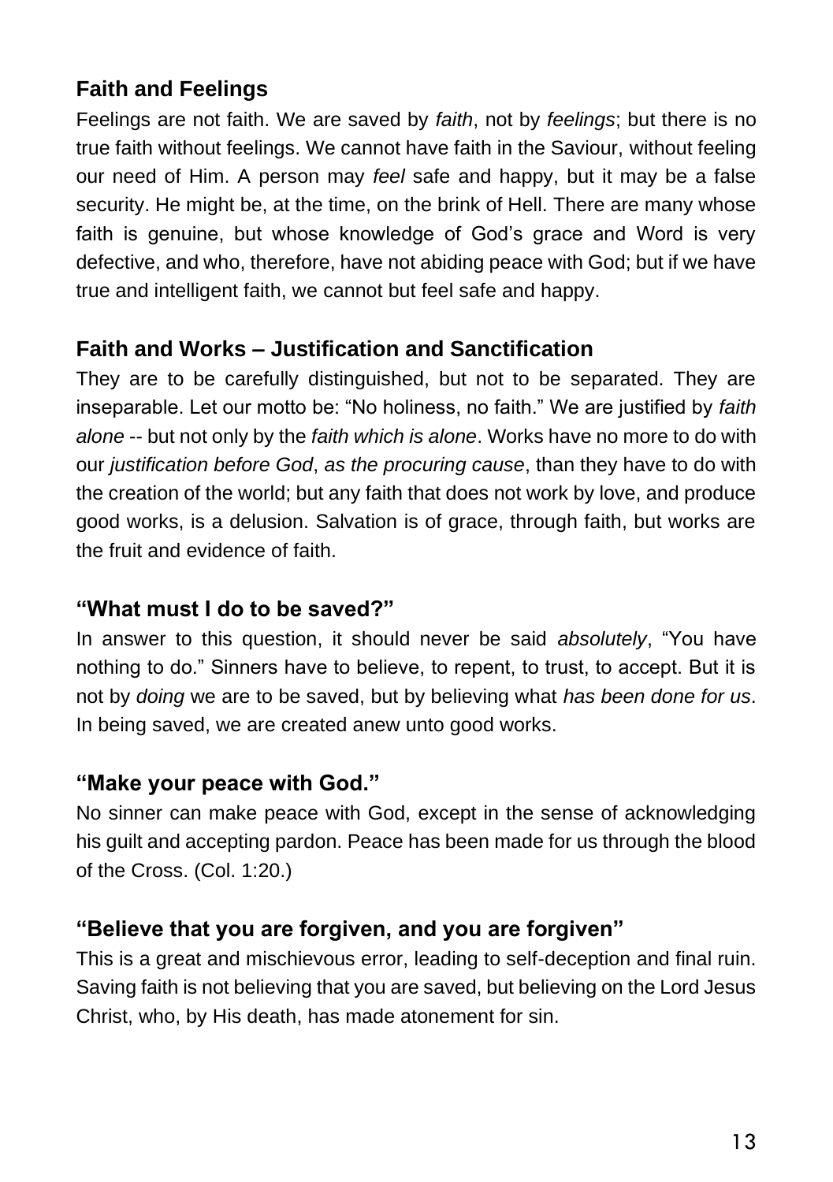## Faith and Feelings

Feelings are not faith. We are saved by *faith*, not by *feelings*; but there is no true faith without feelings. We cannot have faith in the Saviour, without feeling our need of Him. A person may *feel* safe and happy, but it may be a false security. He might be, at the time, on the brink of Hell. There are many whose faith is genuine, but whose knowledge of God's grace and Word is very defective, and who, therefore, have not abiding peace with God; but if we have true and intelligent faith, we cannot but feel safe and happy.

## Faith and Works – Justification and Sanctification

They are to be carefully distinguished, but not to be separated. They are inseparable. Let our motto be: "No holiness, no faith." We are justified by *faith alone* -- but not only by the *faith which is alone*. Works have no more to do with our *justification before God*, *as the procuring cause*, than they have to do with the creation of the world; but any faith that does not work by love, and produce good works, is a delusion. Salvation is of grace, through faith, but works are the fruit and evidence of faith.

## "What must I do to be saved?"

In answer to this question, it should never be said *absolutely*, "You have nothing to do." Sinners have to believe, to repent, to trust, to accept. But it is not by *doing* we are to be saved, but by believing what *has been done for us*. In being saved, we are created anew unto good works.

## "Make your peace with God."

No sinner can make peace with God, except in the sense of acknowledging his guilt and accepting pardon. Peace has been made for us through the blood of the Cross. (Col. 1:20.)

## "Believe that you are forgiven, and you are forgiven"

This is a great and mischievous error, leading to self-deception and final ruin. Saving faith is not believing that you are saved, but believing on the Lord Jesus Christ, who, by His death, has made atonement for sin.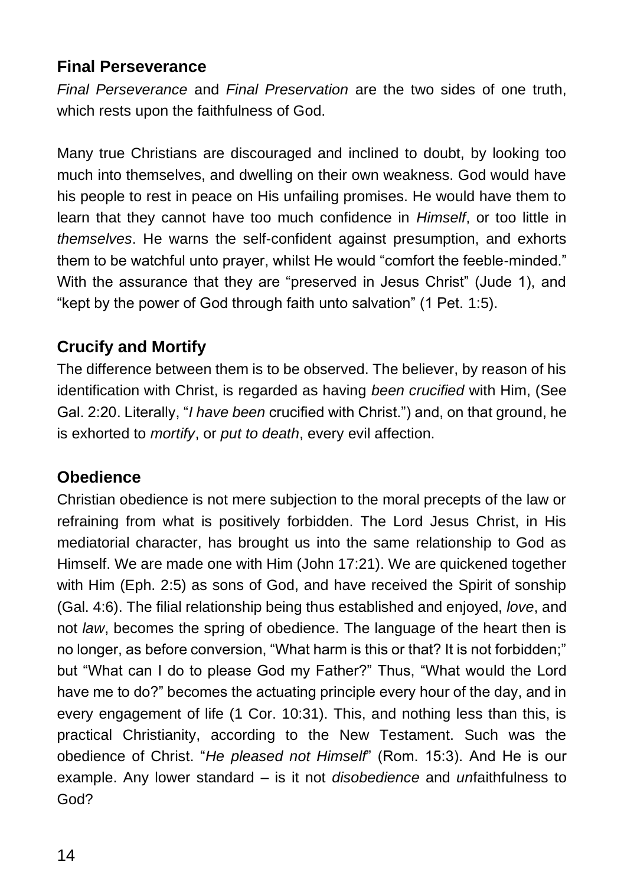## Final Perseverance

*Final Perseverance* and *Final Preservation* are the two sides of one truth, which rests upon the faithfulness of God.

Many true Christians are discouraged and inclined to doubt, by looking too much into themselves, and dwelling on their own weakness. God would have his people to rest in peace on His unfailing promises. He would have them to learn that they cannot have too much confidence in *Himself*, or too little in *themselves*. He warns the self-confident against presumption, and exhorts them to be watchful unto prayer, whilst He would "comfort the feeble-minded." With the assurance that they are "preserved in Jesus Christ" (Jude 1), and "kept by the power of God through faith unto salvation" (1 Pet. 1:5).

## Crucify and Mortify

The difference between them is to be observed. The believer, by reason of his identification with Christ, is regarded as having *been crucified* with Him, (See Gal. 2:20. Literally, "*I have been* crucified with Christ.") and, on that ground, he is exhorted to *mortify*, or *put to death*, every evil affection.

## Obedience

Christian obedience is not mere subjection to the moral precepts of the law or refraining from what is positively forbidden. The Lord Jesus Christ, in His mediatorial character, has brought us into the same relationship to God as Himself. We are made one with Him (John 17:21). We are quickened together with Him (Eph. 2:5) as sons of God, and have received the Spirit of sonship (Gal. 4:6). The filial relationship being thus established and enjoyed, *love*, and not *law*, becomes the spring of obedience. The language of the heart then is no longer, as before conversion, "What harm is this or that? It is not forbidden;" but "What can I do to please God my Father?" Thus, "What would the Lord have me to do?" becomes the actuating principle every hour of the day, and in every engagement of life (1 Cor. 10:31). This, and nothing less than this, is practical Christianity, according to the New Testament. Such was the obedience of Christ. "*He pleased not Himself*" (Rom. 15:3). And He is our example. Any lower standard – is it not *disobedience* and *un*faithfulness to God?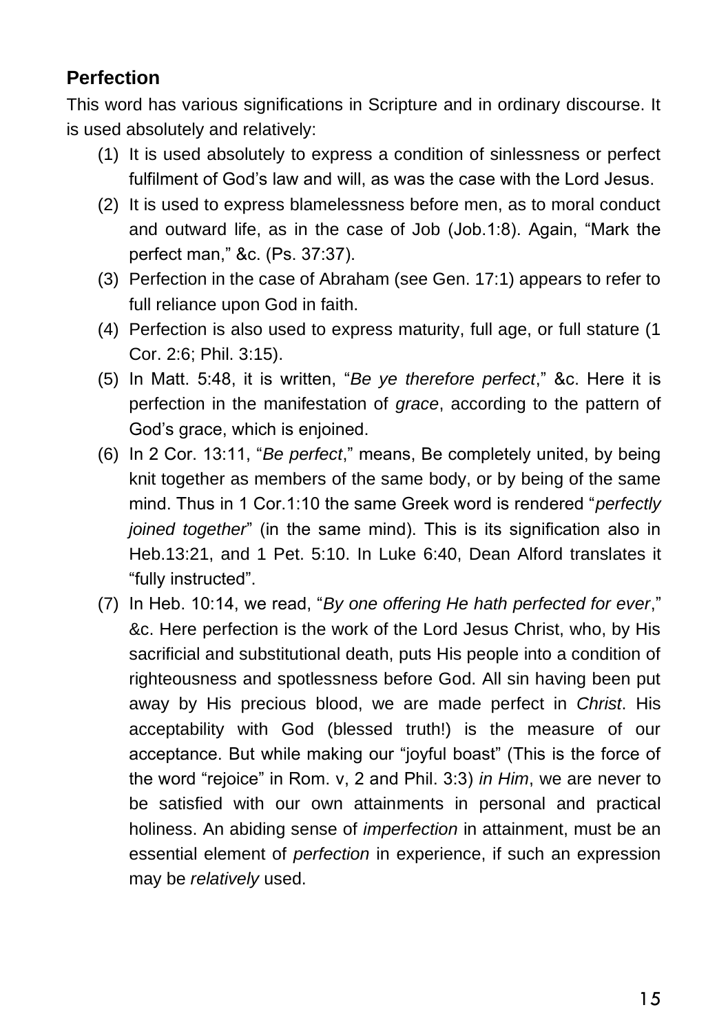## Perfection

This word has various significations in Scripture and in ordinary discourse. It is used absolutely and relatively:

1. It is used absolutely to express a condition of sinlessness or perfect fulfilment of God's law and will, as was the case with the Lord Jesus.
2. It is used to express blamelessness before men, as to moral conduct and outward life, as in the case of Job (Job.1:8). Again, "Mark the perfect man," &c. (Ps. 37:37).
3. Perfection in the case of Abraham (see Gen. 17:1) appears to refer to full reliance upon God in faith.
4. Perfection is also used to express maturity, full age, or full stature (1 Cor. 2:6; Phil. 3:15).
5. In Matt. 5:48, it is written, "*Be ye therefore perfect*," &c. Here it is perfection in the manifestation of *grace*, according to the pattern of God's grace, which is enjoined.
6. In 2 Cor. 13:11, "*Be perfect*," means, Be completely united, by being knit together as members of the same body, or by being of the same mind. Thus in 1 Cor.1:10 the same Greek word is rendered "*perfectly joined together*" (in the same mind). This is its signification also in Heb.13:21, and 1 Pet. 5:10. In Luke 6:40, Dean Alford translates it "fully instructed".
7. In Heb. 10:14, we read, "*By one offering He hath perfected for ever*," &c. Here perfection is the work of the Lord Jesus Christ, who, by His sacrificial and substitutional death, puts His people into a condition of righteousness and spotlessness before God. All sin having been put away by His precious blood, we are made perfect in *Christ*. His acceptability with God (blessed truth!) is the measure of our acceptance. But while making our "joyful boast" (This is the force of the word "rejoice" in Rom. v, 2 and Phil. 3:3) *in Him*, we are never to be satisfied with our own attainments in personal and practical holiness. An abiding sense of *imperfection* in attainment, must be an essential element of *perfection* in experience, if such an expression may be *relatively* used.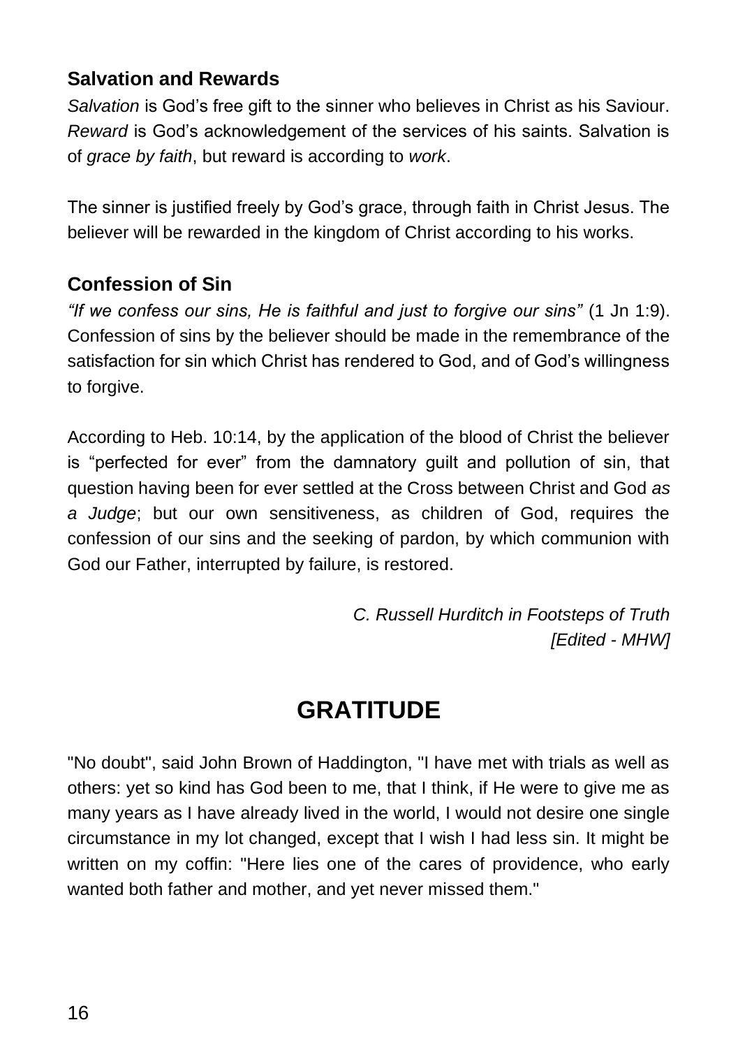### Salvation and Rewards

*Salvation* is God's free gift to the sinner who believes in Christ as his Saviour. *Reward* is God's acknowledgement of the services of his saints. Salvation is of *grace by faith*, but reward is according to *work*.

The sinner is justified freely by God's grace, through faith in Christ Jesus. The believer will be rewarded in the kingdom of Christ according to his works.

### Confession of Sin

*"If we confess our sins, He is faithful and just to forgive our sins"* (1 Jn 1:9). Confession of sins by the believer should be made in the remembrance of the satisfaction for sin which Christ has rendered to God, and of God's willingness to forgive.

According to Heb. 10:14, by the application of the blood of Christ the believer is "perfected for ever" from the damnatory guilt and pollution of sin, that question having been for ever settled at the Cross between Christ and God *as a Judge*; but our own sensitiveness, as children of God, requires the confession of our sins and the seeking of pardon, by which communion with God our Father, interrupted by failure, is restored.

*C. Russell Hurditch in Footsteps of Truth*
*[Edited - MHW]*

## GRATITUDE

"No doubt", said John Brown of Haddington, "I have met with trials as well as others: yet so kind has God been to me, that I think, if He were to give me as many years as I have already lived in the world, I would not desire one single circumstance in my lot changed, except that I wish I had less sin. It might be written on my coffin: "Here lies one of the cares of providence, who early wanted both father and mother, and yet never missed them."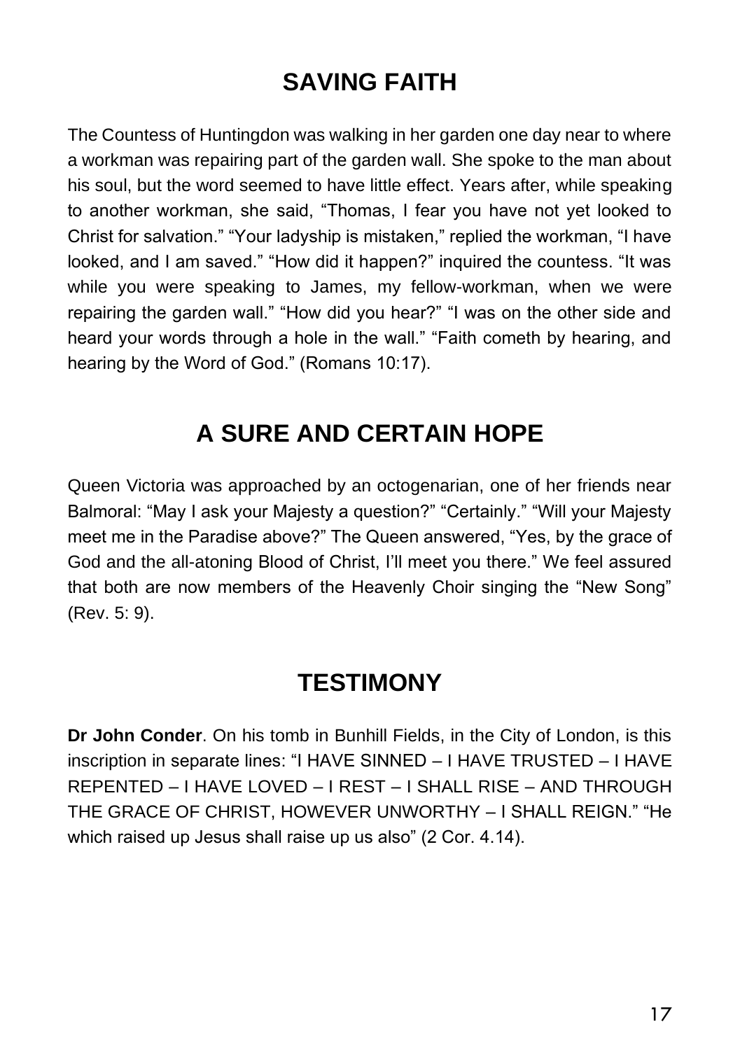## SAVING FAITH

The Countess of Huntingdon was walking in her garden one day near to where a workman was repairing part of the garden wall. She spoke to the man about his soul, but the word seemed to have little effect. Years after, while speaking to another workman, she said, "Thomas, I fear you have not yet looked to Christ for salvation." "Your ladyship is mistaken," replied the workman, "I have looked, and I am saved." "How did it happen?" inquired the countess. "It was while you were speaking to James, my fellow-workman, when we were repairing the garden wall." "How did you hear?" "I was on the other side and heard your words through a hole in the wall." "Faith cometh by hearing, and hearing by the Word of God." (Romans 10:17).

## A SURE AND CERTAIN HOPE

Queen Victoria was approached by an octogenarian, one of her friends near Balmoral: "May I ask your Majesty a question?" "Certainly." "Will your Majesty meet me in the Paradise above?" The Queen answered, "Yes, by the grace of God and the all-atoning Blood of Christ, I'll meet you there." We feel assured that both are now members of the Heavenly Choir singing the "New Song" (Rev. 5: 9).

## TESTIMONY

**Dr John Conder**. On his tomb in Bunhill Fields, in the City of London, is this inscription in separate lines: "I HAVE SINNED – I HAVE TRUSTED – I HAVE REPENTED – I HAVE LOVED – I REST – I SHALL RISE – AND THROUGH THE GRACE OF CHRIST, HOWEVER UNWORTHY – I SHALL REIGN." "He which raised up Jesus shall raise up us also" (2 Cor. 4.14).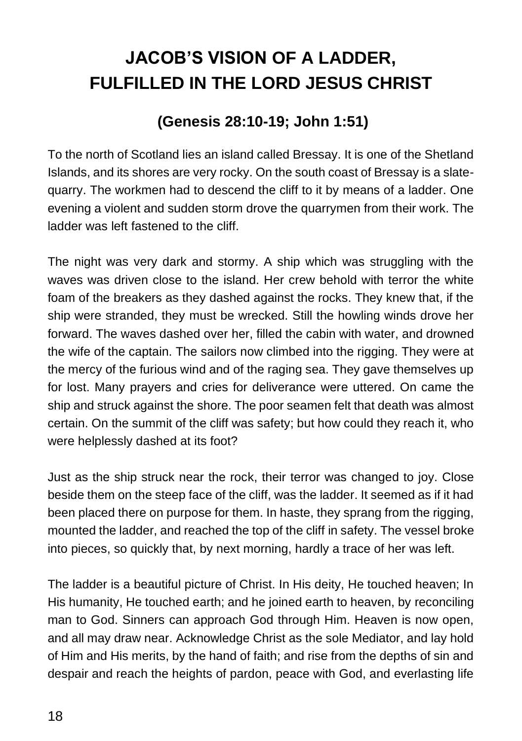# JACOB'S VISION OF A LADDER, FULFILLED IN THE LORD JESUS CHRIST

## (Genesis 28:10-19; John 1:51)

To the north of Scotland lies an island called Bressay. It is one of the Shetland Islands, and its shores are very rocky. On the south coast of Bressay is a slate-quarry. The workmen had to descend the cliff to it by means of a ladder. One evening a violent and sudden storm drove the quarrymen from their work. The ladder was left fastened to the cliff.

The night was very dark and stormy. A ship which was struggling with the waves was driven close to the island. Her crew behold with terror the white foam of the breakers as they dashed against the rocks. They knew that, if the ship were stranded, they must be wrecked. Still the howling winds drove her forward. The waves dashed over her, filled the cabin with water, and drowned the wife of the captain. The sailors now climbed into the rigging. They were at the mercy of the furious wind and of the raging sea. They gave themselves up for lost. Many prayers and cries for deliverance were uttered. On came the ship and struck against the shore. The poor seamen felt that death was almost certain. On the summit of the cliff was safety; but how could they reach it, who were helplessly dashed at its foot?

Just as the ship struck near the rock, their terror was changed to joy. Close beside them on the steep face of the cliff, was the ladder. It seemed as if it had been placed there on purpose for them. In haste, they sprang from the rigging, mounted the ladder, and reached the top of the cliff in safety. The vessel broke into pieces, so quickly that, by next morning, hardly a trace of her was left.

The ladder is a beautiful picture of Christ. In His deity, He touched heaven; In His humanity, He touched earth; and he joined earth to heaven, by reconciling man to God. Sinners can approach God through Him. Heaven is now open, and all may draw near. Acknowledge Christ as the sole Mediator, and lay hold of Him and His merits, by the hand of faith; and rise from the depths of sin and despair and reach the heights of pardon, peace with God, and everlasting life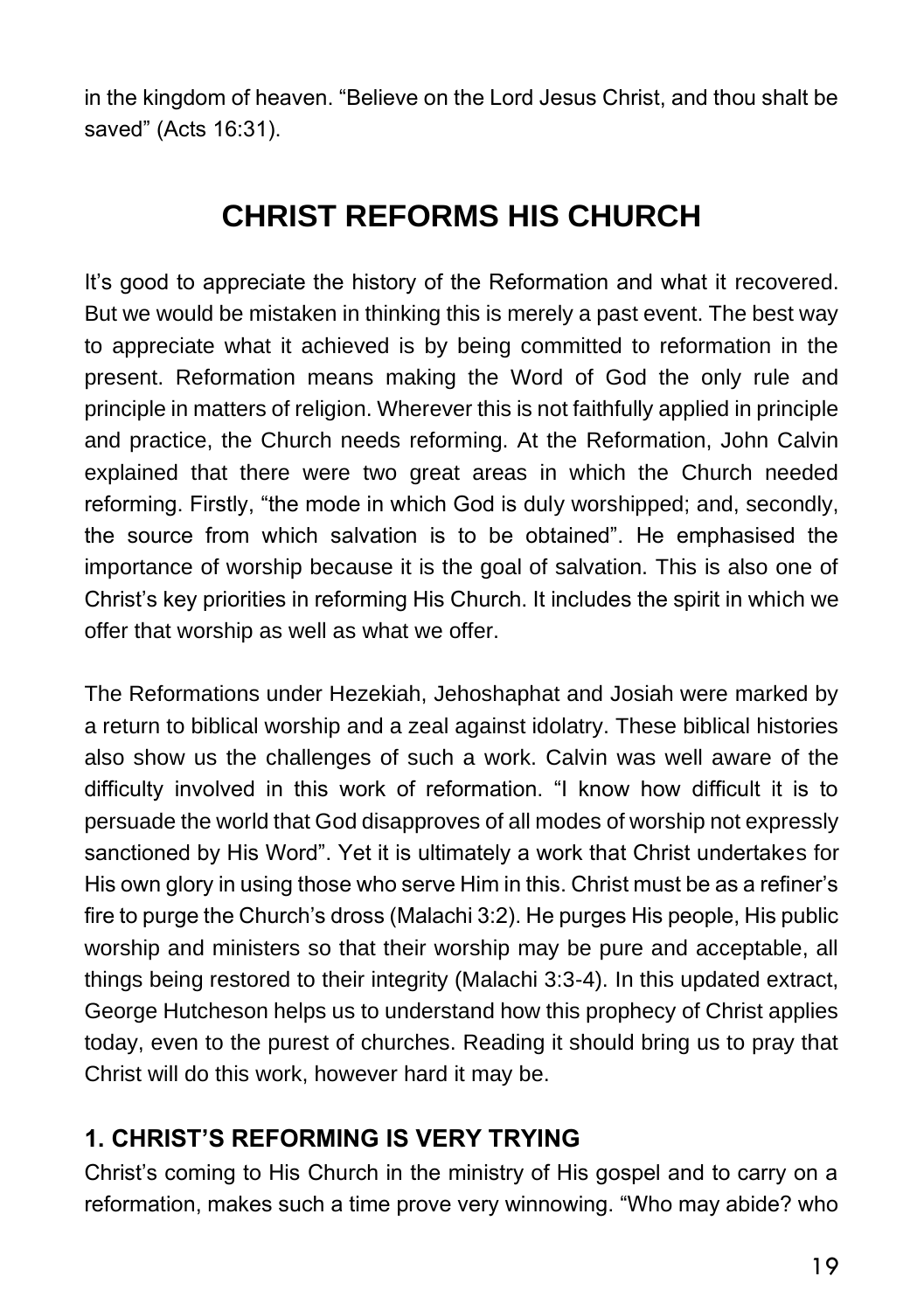in the kingdom of heaven. “Believe on the Lord Jesus Christ, and thou shalt be saved” (Acts 16:31).

# CHRIST REFORMS HIS CHURCH

It’s good to appreciate the history of the Reformation and what it recovered. But we would be mistaken in thinking this is merely a past event. The best way to appreciate what it achieved is by being committed to reformation in the present. Reformation means making the Word of God the only rule and principle in matters of religion. Wherever this is not faithfully applied in principle and practice, the Church needs reforming. At the Reformation, John Calvin explained that there were two great areas in which the Church needed reforming. Firstly, “the mode in which God is duly worshipped; and, secondly, the source from which salvation is to be obtained”. He emphasised the importance of worship because it is the goal of salvation. This is also one of Christ’s key priorities in reforming His Church. It includes the spirit in which we offer that worship as well as what we offer.

The Reformations under Hezekiah, Jehoshaphat and Josiah were marked by a return to biblical worship and a zeal against idolatry. These biblical histories also show us the challenges of such a work. Calvin was well aware of the difficulty involved in this work of reformation. “I know how difficult it is to persuade the world that God disapproves of all modes of worship not expressly sanctioned by His Word”. Yet it is ultimately a work that Christ undertakes for His own glory in using those who serve Him in this. Christ must be as a refiner’s fire to purge the Church’s dross (Malachi 3:2). He purges His people, His public worship and ministers so that their worship may be pure and acceptable, all things being restored to their integrity (Malachi 3:3-4). In this updated extract, George Hutcheson helps us to understand how this prophecy of Christ applies today, even to the purest of churches. Reading it should bring us to pray that Christ will do this work, however hard it may be.

## 1. CHRIST’S REFORMING IS VERY TRYING

Christ’s coming to His Church in the ministry of His gospel and to carry on a reformation, makes such a time prove very winnowing. “Who may abide? who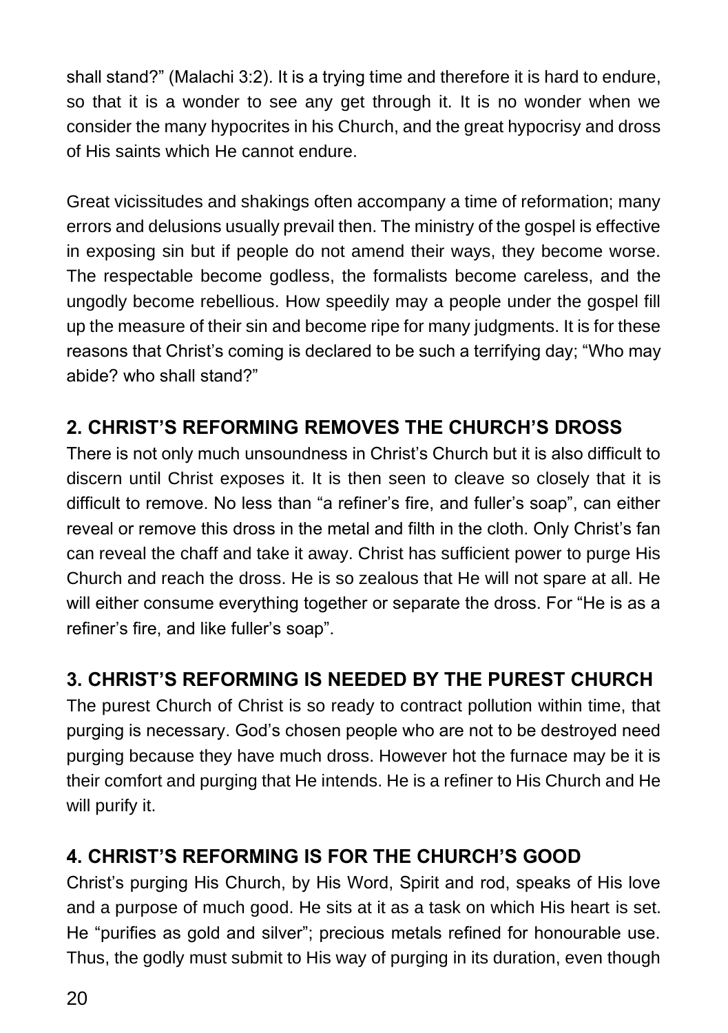shall stand?" (Malachi 3:2). It is a trying time and therefore it is hard to endure, so that it is a wonder to see any get through it. It is no wonder when we consider the many hypocrites in his Church, and the great hypocrisy and dross of His saints which He cannot endure.

Great vicissitudes and shakings often accompany a time of reformation; many errors and delusions usually prevail then. The ministry of the gospel is effective in exposing sin but if people do not amend their ways, they become worse. The respectable become godless, the formalists become careless, and the ungodly become rebellious. How speedily may a people under the gospel fill up the measure of their sin and become ripe for many judgments. It is for these reasons that Christ's coming is declared to be such a terrifying day; "Who may abide? who shall stand?"

## 2. CHRIST'S REFORMING REMOVES THE CHURCH'S DROSS

There is not only much unsoundness in Christ's Church but it is also difficult to discern until Christ exposes it. It is then seen to cleave so closely that it is difficult to remove. No less than "a refiner's fire, and fuller's soap", can either reveal or remove this dross in the metal and filth in the cloth. Only Christ's fan can reveal the chaff and take it away. Christ has sufficient power to purge His Church and reach the dross. He is so zealous that He will not spare at all. He will either consume everything together or separate the dross. For "He is as a refiner's fire, and like fuller's soap".

## 3. CHRIST'S REFORMING IS NEEDED BY THE PUREST CHURCH

The purest Church of Christ is so ready to contract pollution within time, that purging is necessary. God's chosen people who are not to be destroyed need purging because they have much dross. However hot the furnace may be it is their comfort and purging that He intends. He is a refiner to His Church and He will purify it.

## 4. CHRIST'S REFORMING IS FOR THE CHURCH'S GOOD

Christ's purging His Church, by His Word, Spirit and rod, speaks of His love and a purpose of much good. He sits at it as a task on which His heart is set. He "purifies as gold and silver"; precious metals refined for honourable use. Thus, the godly must submit to His way of purging in its duration, even though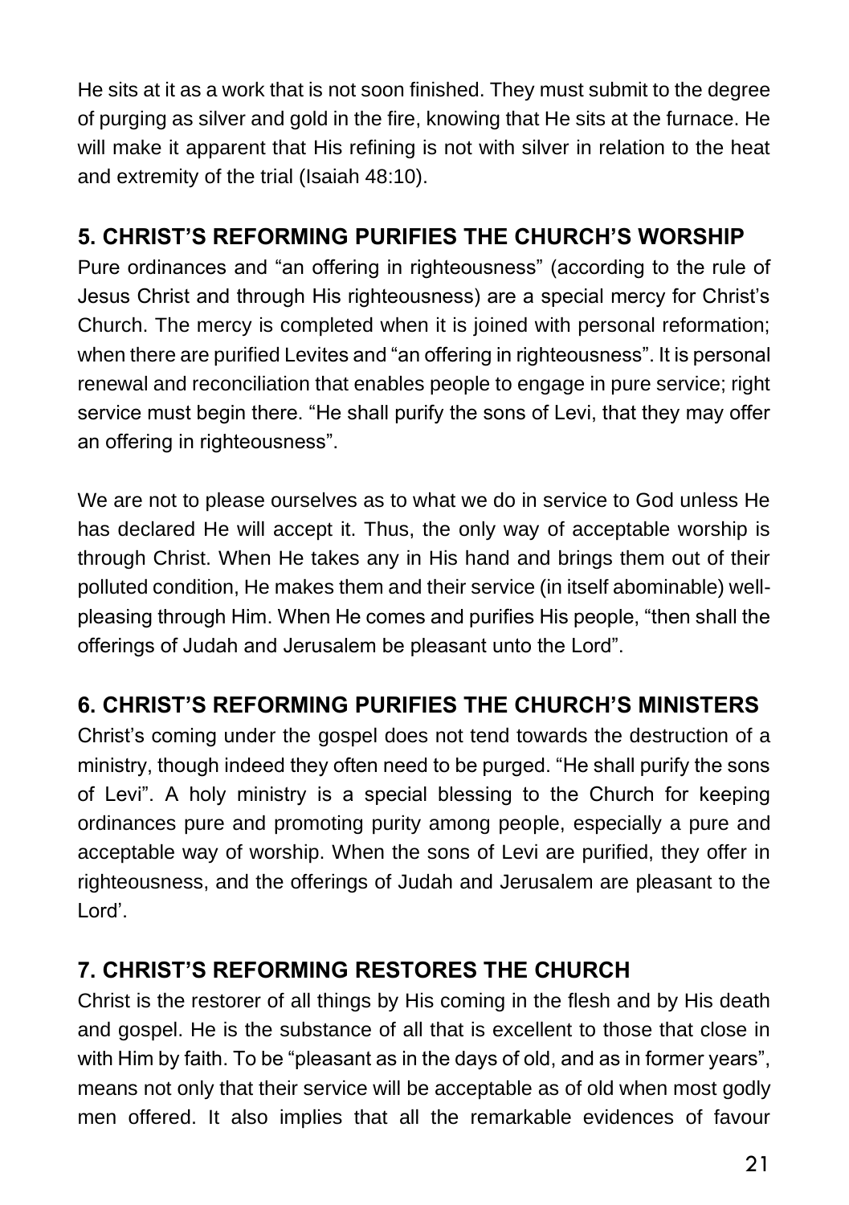He sits at it as a work that is not soon finished. They must submit to the degree of purging as silver and gold in the fire, knowing that He sits at the furnace. He will make it apparent that His refining is not with silver in relation to the heat and extremity of the trial (Isaiah 48:10).

## 5. CHRIST'S REFORMING PURIFIES THE CHURCH'S WORSHIP

Pure ordinances and "an offering in righteousness" (according to the rule of Jesus Christ and through His righteousness) are a special mercy for Christ's Church. The mercy is completed when it is joined with personal reformation; when there are purified Levites and "an offering in righteousness". It is personal renewal and reconciliation that enables people to engage in pure service; right service must begin there. "He shall purify the sons of Levi, that they may offer an offering in righteousness".

We are not to please ourselves as to what we do in service to God unless He has declared He will accept it. Thus, the only way of acceptable worship is through Christ. When He takes any in His hand and brings them out of their polluted condition, He makes them and their service (in itself abominable) well-pleasing through Him. When He comes and purifies His people, "then shall the offerings of Judah and Jerusalem be pleasant unto the Lord".

## 6. CHRIST'S REFORMING PURIFIES THE CHURCH'S MINISTERS

Christ's coming under the gospel does not tend towards the destruction of a ministry, though indeed they often need to be purged. "He shall purify the sons of Levi". A holy ministry is a special blessing to the Church for keeping ordinances pure and promoting purity among people, especially a pure and acceptable way of worship. When the sons of Levi are purified, they offer in righteousness, and the offerings of Judah and Jerusalem are pleasant to the Lord'.

## 7. CHRIST'S REFORMING RESTORES THE CHURCH

Christ is the restorer of all things by His coming in the flesh and by His death and gospel. He is the substance of all that is excellent to those that close in with Him by faith. To be "pleasant as in the days of old, and as in former years", means not only that their service will be acceptable as of old when most godly men offered. It also implies that all the remarkable evidences of favour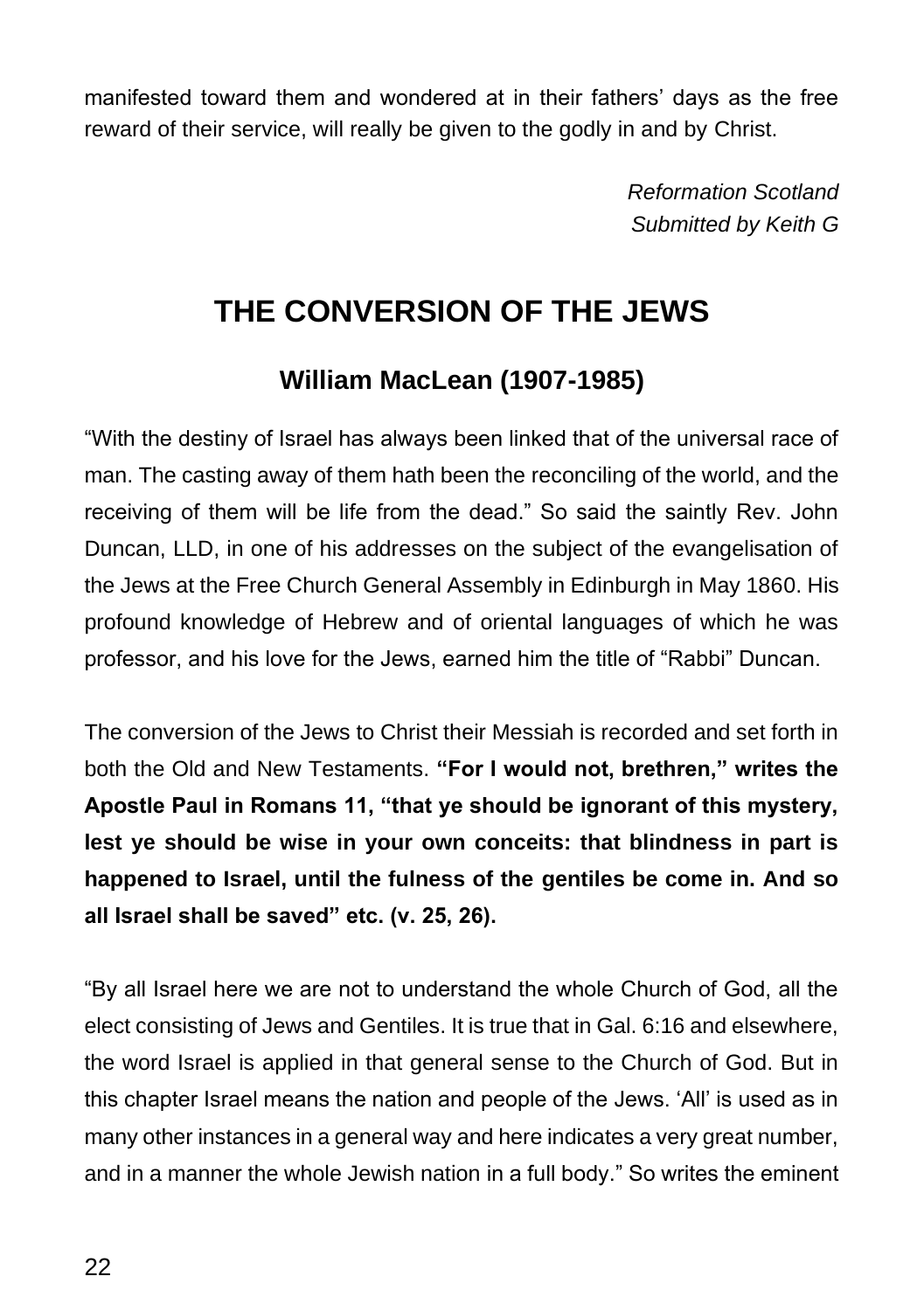manifested toward them and wondered at in their fathers' days as the free reward of their service, will really be given to the godly in and by Christ.

*Reformation Scotland*
*Submitted by Keith G*

# THE CONVERSION OF THE JEWS

## William MacLean (1907-1985)

"With the destiny of Israel has always been linked that of the universal race of man. The casting away of them hath been the reconciling of the world, and the receiving of them will be life from the dead." So said the saintly Rev. John Duncan, LLD, in one of his addresses on the subject of the evangelisation of the Jews at the Free Church General Assembly in Edinburgh in May 1860. His profound knowledge of Hebrew and of oriental languages of which he was professor, and his love for the Jews, earned him the title of "Rabbi" Duncan.

The conversion of the Jews to Christ their Messiah is recorded and set forth in both the Old and New Testaments. **"For I would not, brethren," writes the Apostle Paul in Romans 11, "that ye should be ignorant of this mystery, lest ye should be wise in your own conceits: that blindness in part is happened to Israel, until the fulness of the gentiles be come in. And so all Israel shall be saved" etc. (v. 25, 26).**

"By all Israel here we are not to understand the whole Church of God, all the elect consisting of Jews and Gentiles. It is true that in Gal. 6:16 and elsewhere, the word Israel is applied in that general sense to the Church of God. But in this chapter Israel means the nation and people of the Jews. 'All' is used as in many other instances in a general way and here indicates a very great number, and in a manner the whole Jewish nation in a full body." So writes the eminent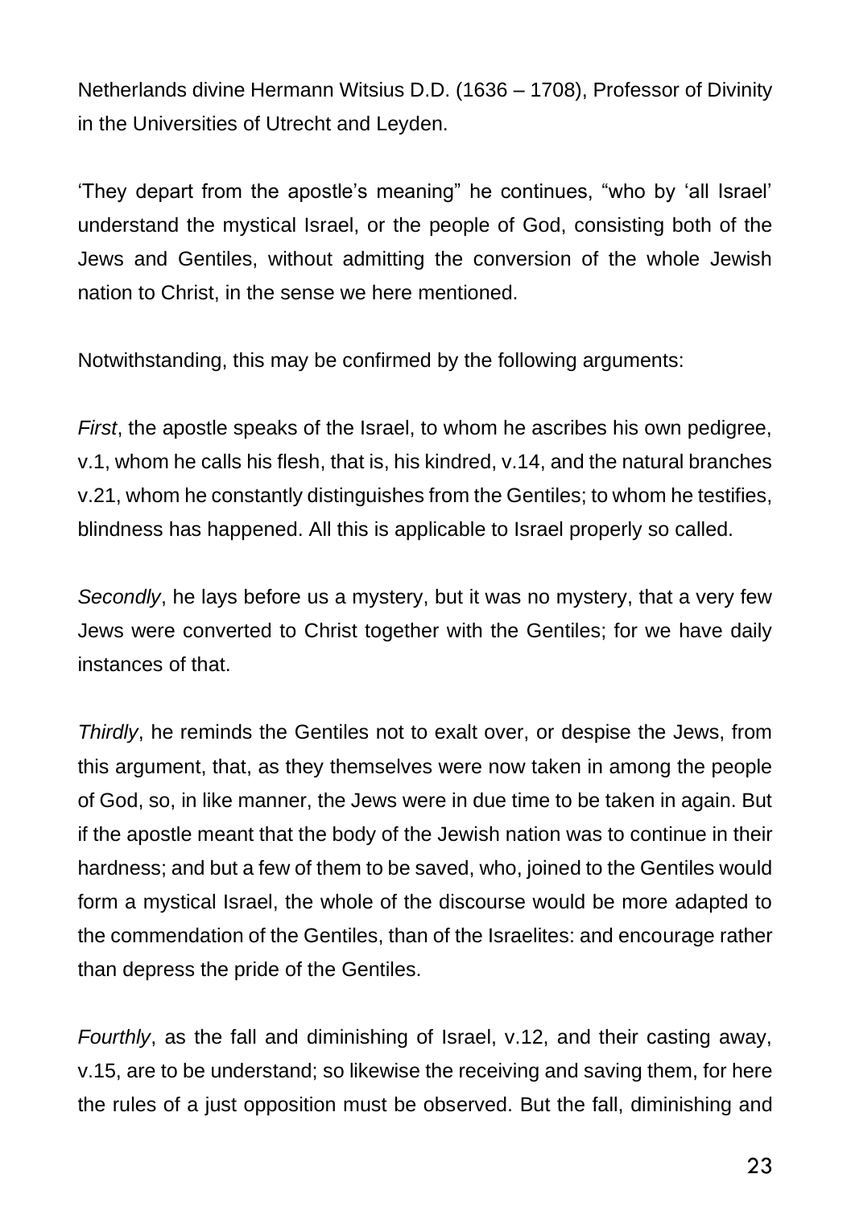Netherlands divine Hermann Witsius D.D. (1636 – 1708), Professor of Divinity in the Universities of Utrecht and Leyden.

'They depart from the apostle's meaning" he continues, "who by 'all Israel' understand the mystical Israel, or the people of God, consisting both of the Jews and Gentiles, without admitting the conversion of the whole Jewish nation to Christ, in the sense we here mentioned.

Notwithstanding, this may be confirmed by the following arguments:

*First*, the apostle speaks of the Israel, to whom he ascribes his own pedigree, v.1, whom he calls his flesh, that is, his kindred, v.14, and the natural branches v.21, whom he constantly distinguishes from the Gentiles; to whom he testifies, blindness has happened. All this is applicable to Israel properly so called.

*Secondly*, he lays before us a mystery, but it was no mystery, that a very few Jews were converted to Christ together with the Gentiles; for we have daily instances of that.

*Thirdly*, he reminds the Gentiles not to exalt over, or despise the Jews, from this argument, that, as they themselves were now taken in among the people of God, so, in like manner, the Jews were in due time to be taken in again. But if the apostle meant that the body of the Jewish nation was to continue in their hardness; and but a few of them to be saved, who, joined to the Gentiles would form a mystical Israel, the whole of the discourse would be more adapted to the commendation of the Gentiles, than of the Israelites: and encourage rather than depress the pride of the Gentiles.

*Fourthly*, as the fall and diminishing of Israel, v.12, and their casting away, v.15, are to be understand; so likewise the receiving and saving them, for here the rules of a just opposition must be observed. But the fall, diminishing and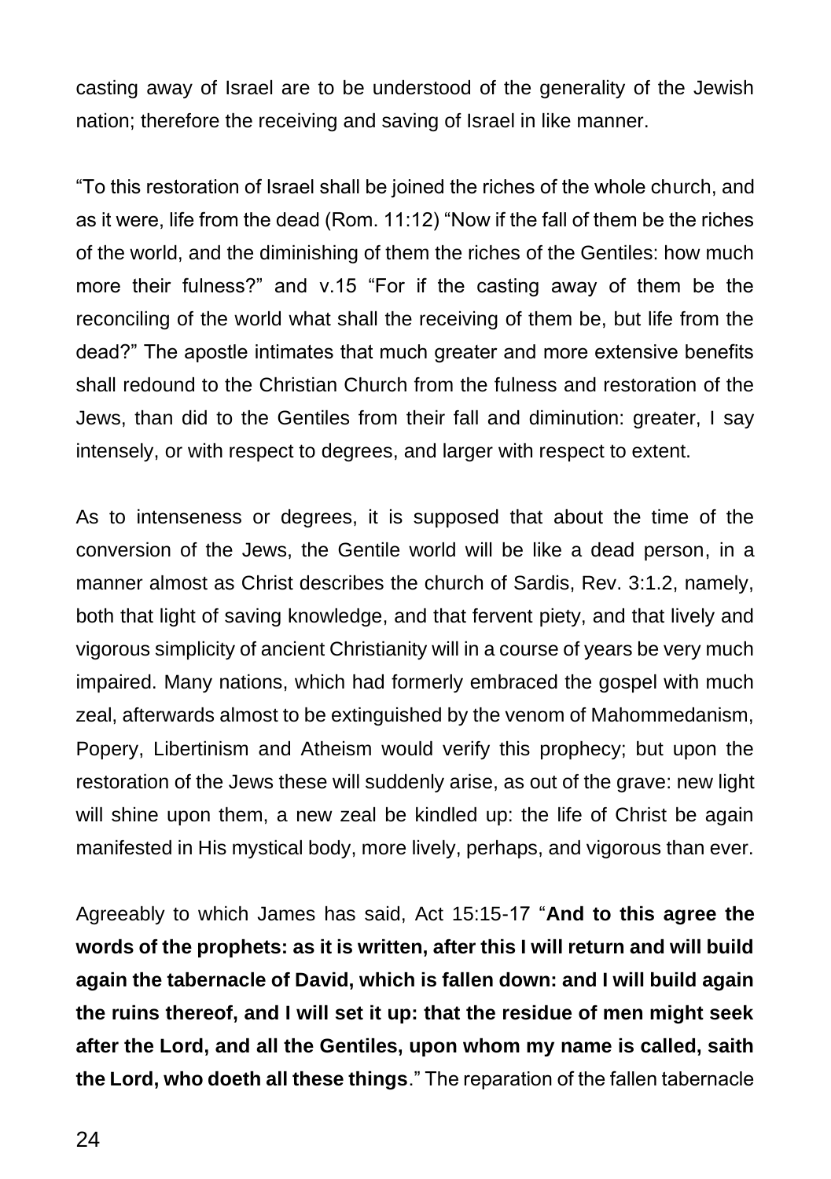casting away of Israel are to be understood of the generality of the Jewish nation; therefore the receiving and saving of Israel in like manner.

"To this restoration of Israel shall be joined the riches of the whole church, and as it were, life from the dead (Rom. 11:12) "Now if the fall of them be the riches of the world, and the diminishing of them the riches of the Gentiles: how much more their fulness?" and v.15 "For if the casting away of them be the reconciling of the world what shall the receiving of them be, but life from the dead?" The apostle intimates that much greater and more extensive benefits shall redound to the Christian Church from the fulness and restoration of the Jews, than did to the Gentiles from their fall and diminution: greater, I say intensely, or with respect to degrees, and larger with respect to extent.

As to intenseness or degrees, it is supposed that about the time of the conversion of the Jews, the Gentile world will be like a dead person, in a manner almost as Christ describes the church of Sardis, Rev. 3:1.2, namely, both that light of saving knowledge, and that fervent piety, and that lively and vigorous simplicity of ancient Christianity will in a course of years be very much impaired. Many nations, which had formerly embraced the gospel with much zeal, afterwards almost to be extinguished by the venom of Mahommedanism, Popery, Libertinism and Atheism would verify this prophecy; but upon the restoration of the Jews these will suddenly arise, as out of the grave: new light will shine upon them, a new zeal be kindled up: the life of Christ be again manifested in His mystical body, more lively, perhaps, and vigorous than ever.

Agreeably to which James has said, Act 15:15-17 "**And to this agree the words of the prophets: as it is written, after this I will return and will build again the tabernacle of David, which is fallen down: and I will build again the ruins thereof, and I will set it up: that the residue of men might seek after the Lord, and all the Gentiles, upon whom my name is called, saith the Lord, who doeth all these things**." The reparation of the fallen tabernacle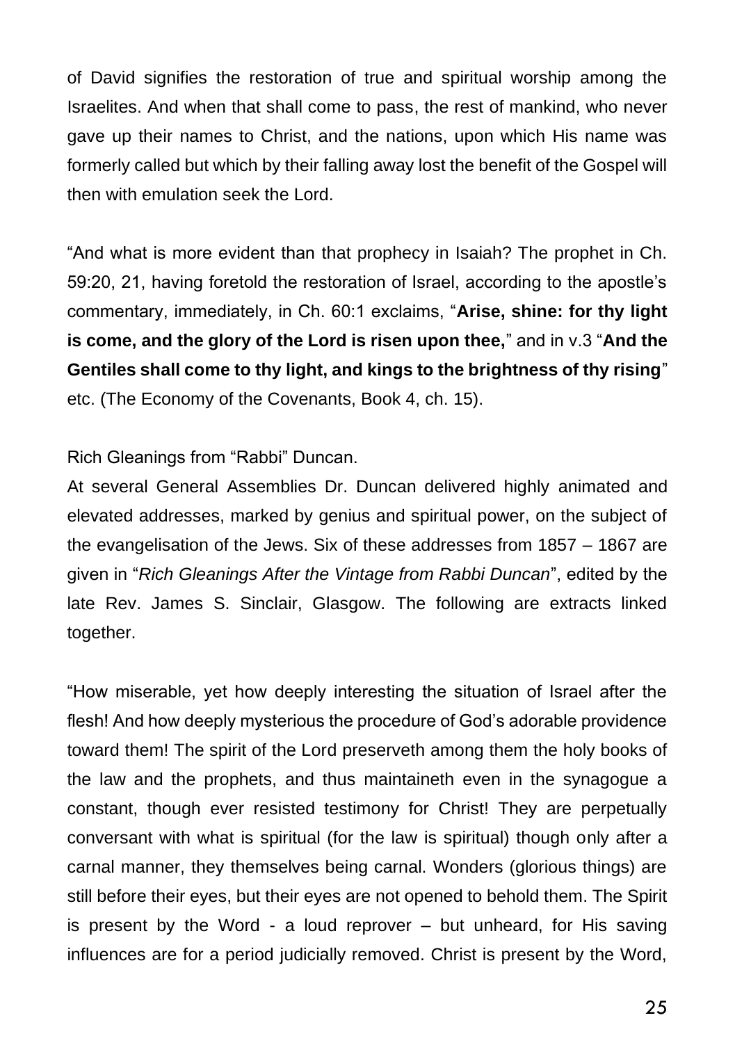of David signifies the restoration of true and spiritual worship among the Israelites. And when that shall come to pass, the rest of mankind, who never gave up their names to Christ, and the nations, upon which His name was formerly called but which by their falling away lost the benefit of the Gospel will then with emulation seek the Lord.

"And what is more evident than that prophecy in Isaiah? The prophet in Ch. 59:20, 21, having foretold the restoration of Israel, according to the apostle's commentary, immediately, in Ch. 60:1 exclaims, "**Arise, shine: for thy light is come, and the glory of the Lord is risen upon thee,**" and in v.3 "**And the Gentiles shall come to thy light, and kings to the brightness of thy rising**" etc. (The Economy of the Covenants, Book 4, ch. 15).

Rich Gleanings from "Rabbi" Duncan.

At several General Assemblies Dr. Duncan delivered highly animated and elevated addresses, marked by genius and spiritual power, on the subject of the evangelisation of the Jews. Six of these addresses from 1857 – 1867 are given in "*Rich Gleanings After the Vintage from Rabbi Duncan*", edited by the late Rev. James S. Sinclair, Glasgow. The following are extracts linked together.

"How miserable, yet how deeply interesting the situation of Israel after the flesh! And how deeply mysterious the procedure of God's adorable providence toward them! The spirit of the Lord preserveth among them the holy books of the law and the prophets, and thus maintaineth even in the synagogue a constant, though ever resisted testimony for Christ! They are perpetually conversant with what is spiritual (for the law is spiritual) though only after a carnal manner, they themselves being carnal. Wonders (glorious things) are still before their eyes, but their eyes are not opened to behold them. The Spirit is present by the Word - a loud reprover – but unheard, for His saving influences are for a period judicially removed. Christ is present by the Word,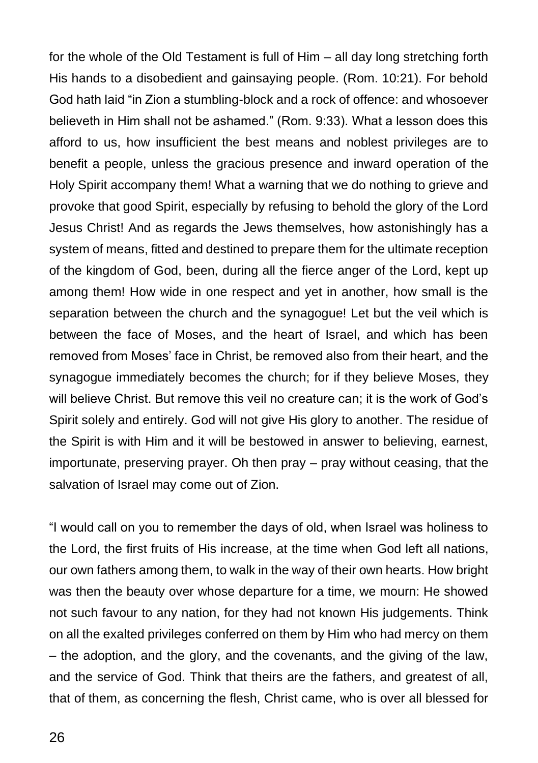for the whole of the Old Testament is full of Him – all day long stretching forth His hands to a disobedient and gainsaying people. (Rom. 10:21). For behold God hath laid "in Zion a stumbling-block and a rock of offence: and whosoever believeth in Him shall not be ashamed." (Rom. 9:33). What a lesson does this afford to us, how insufficient the best means and noblest privileges are to benefit a people, unless the gracious presence and inward operation of the Holy Spirit accompany them! What a warning that we do nothing to grieve and provoke that good Spirit, especially by refusing to behold the glory of the Lord Jesus Christ! And as regards the Jews themselves, how astonishingly has a system of means, fitted and destined to prepare them for the ultimate reception of the kingdom of God, been, during all the fierce anger of the Lord, kept up among them! How wide in one respect and yet in another, how small is the separation between the church and the synagogue! Let but the veil which is between the face of Moses, and the heart of Israel, and which has been removed from Moses' face in Christ, be removed also from their heart, and the synagogue immediately becomes the church; for if they believe Moses, they will believe Christ. But remove this veil no creature can; it is the work of God's Spirit solely and entirely. God will not give His glory to another. The residue of the Spirit is with Him and it will be bestowed in answer to believing, earnest, importunate, preserving prayer. Oh then pray – pray without ceasing, that the salvation of Israel may come out of Zion.

"I would call on you to remember the days of old, when Israel was holiness to the Lord, the first fruits of His increase, at the time when God left all nations, our own fathers among them, to walk in the way of their own hearts. How bright was then the beauty over whose departure for a time, we mourn: He showed not such favour to any nation, for they had not known His judgements. Think on all the exalted privileges conferred on them by Him who had mercy on them – the adoption, and the glory, and the covenants, and the giving of the law, and the service of God. Think that theirs are the fathers, and greatest of all, that of them, as concerning the flesh, Christ came, who is over all blessed for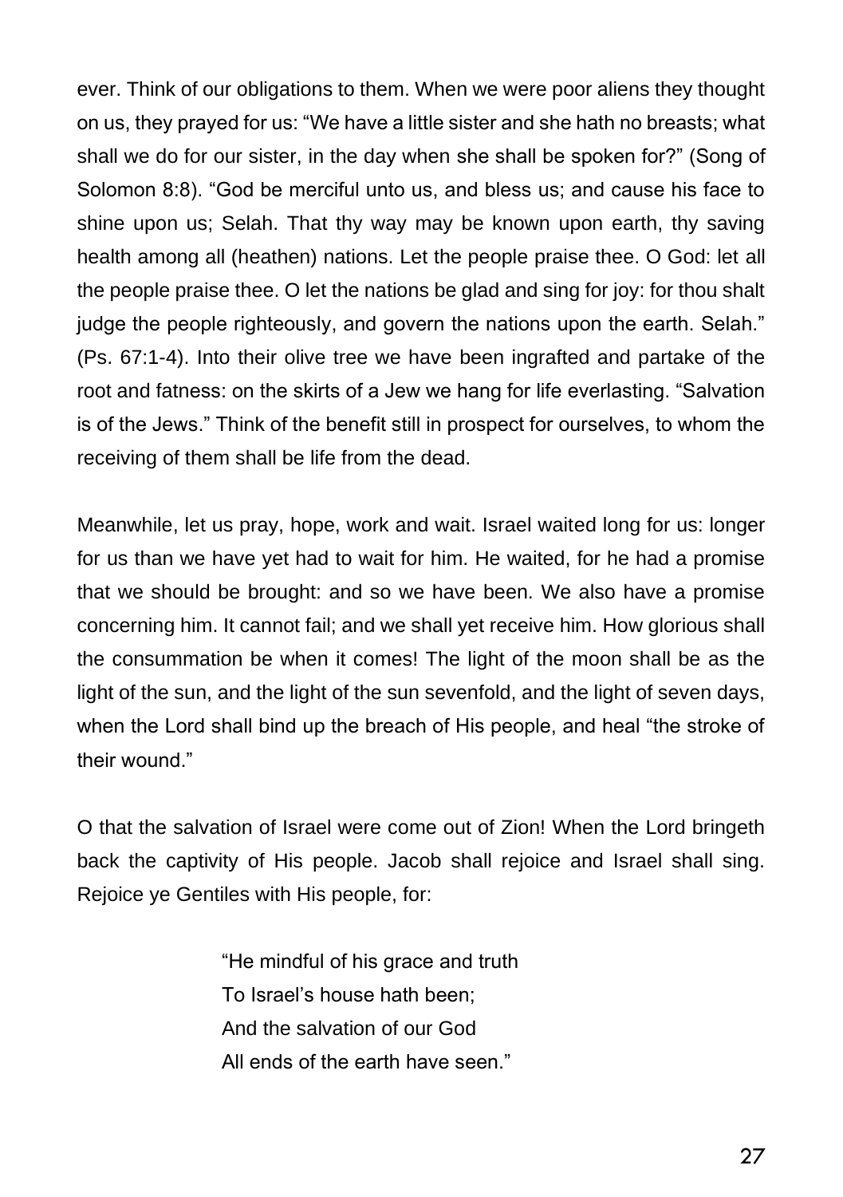ever. Think of our obligations to them. When we were poor aliens they thought on us, they prayed for us: “We have a little sister and she hath no breasts; what shall we do for our sister, in the day when she shall be spoken for?” (Song of Solomon 8:8). “God be merciful unto us, and bless us; and cause his face to shine upon us; Selah. That thy way may be known upon earth, thy saving health among all (heathen) nations. Let the people praise thee. O God: let all the people praise thee. O let the nations be glad and sing for joy: for thou shalt judge the people righteously, and govern the nations upon the earth. Selah.” (Ps. 67:1-4). Into their olive tree we have been ingrafted and partake of the root and fatness: on the skirts of a Jew we hang for life everlasting. “Salvation is of the Jews.” Think of the benefit still in prospect for ourselves, to whom the receiving of them shall be life from the dead.

Meanwhile, let us pray, hope, work and wait. Israel waited long for us: longer for us than we have yet had to wait for him. He waited, for he had a promise that we should be brought: and so we have been. We also have a promise concerning him. It cannot fail; and we shall yet receive him. How glorious shall the consummation be when it comes! The light of the moon shall be as the light of the sun, and the light of the sun sevenfold, and the light of seven days, when the Lord shall bind up the breach of His people, and heal “the stroke of their wound.”

O that the salvation of Israel were come out of Zion! When the Lord bringeth back the captivity of His people. Jacob shall rejoice and Israel shall sing. Rejoice ye Gentiles with His people, for:

> “He mindful of his grace and truth
> To Israel’s house hath been;
> And the salvation of our God
> All ends of the earth have seen.”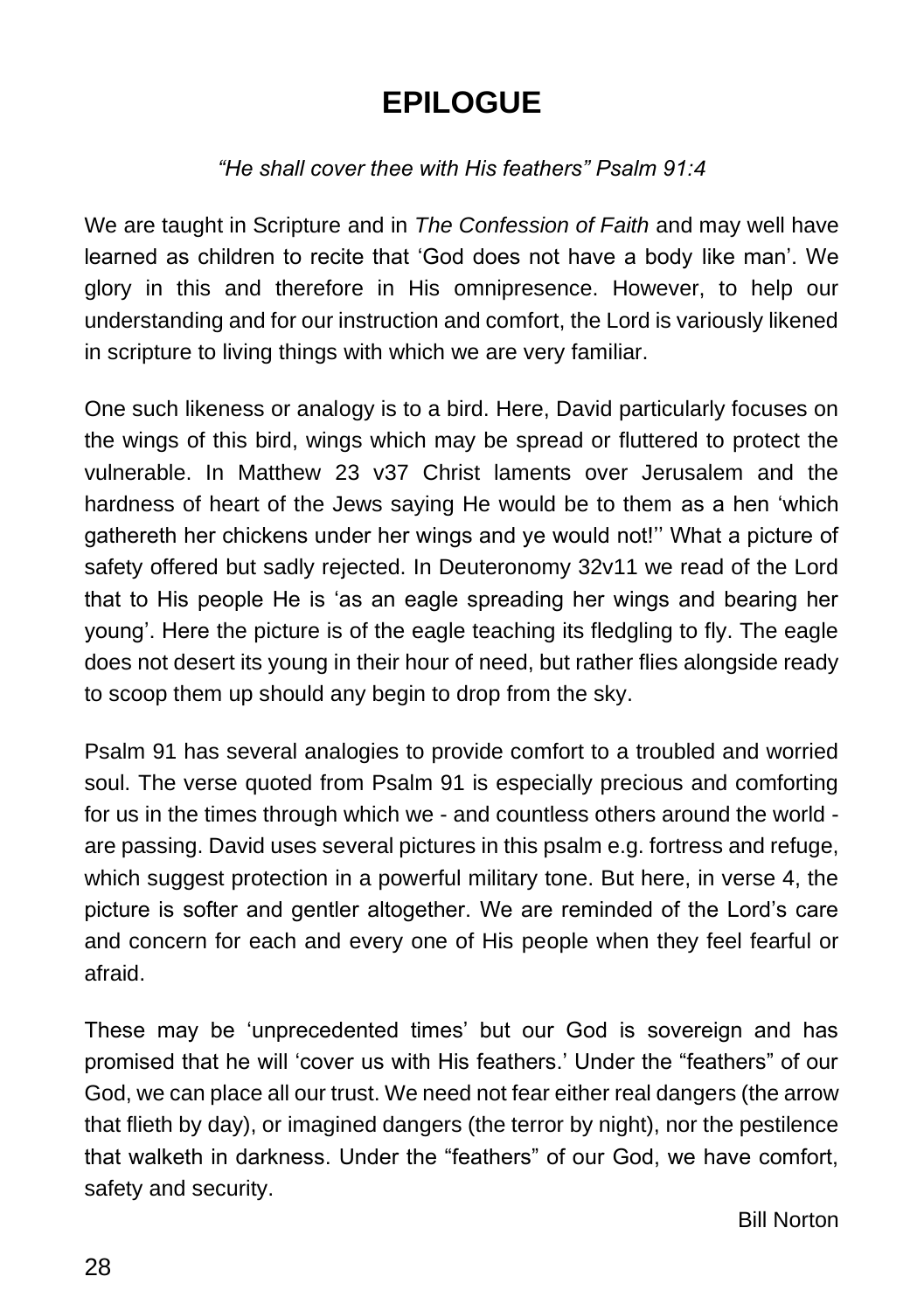# EPILOGUE

*"He shall cover thee with His feathers" Psalm 91:4*

We are taught in Scripture and in *The Confession of Faith* and may well have learned as children to recite that 'God does not have a body like man'. We glory in this and therefore in His omnipresence. However, to help our understanding and for our instruction and comfort, the Lord is variously likened in scripture to living things with which we are very familiar.

One such likeness or analogy is to a bird. Here, David particularly focuses on the wings of this bird, wings which may be spread or fluttered to protect the vulnerable. In Matthew 23 v37 Christ laments over Jerusalem and the hardness of heart of the Jews saying He would be to them as a hen 'which gathereth her chickens under her wings and ye would not!'' What a picture of safety offered but sadly rejected. In Deuteronomy 32v11 we read of the Lord that to His people He is 'as an eagle spreading her wings and bearing her young'. Here the picture is of the eagle teaching its fledgling to fly. The eagle does not desert its young in their hour of need, but rather flies alongside ready to scoop them up should any begin to drop from the sky.

Psalm 91 has several analogies to provide comfort to a troubled and worried soul. The verse quoted from Psalm 91 is especially precious and comforting for us in the times through which we - and countless others around the world - are passing. David uses several pictures in this psalm e.g. fortress and refuge, which suggest protection in a powerful military tone. But here, in verse 4, the picture is softer and gentler altogether. We are reminded of the Lord's care and concern for each and every one of His people when they feel fearful or afraid.

These may be 'unprecedented times' but our God is sovereign and has promised that he will 'cover us with His feathers.' Under the "feathers" of our God, we can place all our trust. We need not fear either real dangers (the arrow that flieth by day), or imagined dangers (the terror by night), nor the pestilence that walketh in darkness. Under the "feathers" of our God, we have comfort, safety and security.

Bill Norton